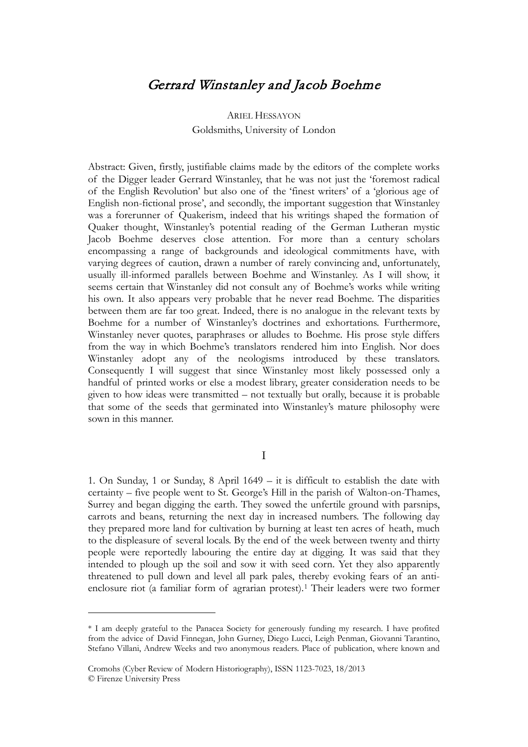# *Gerrard Winstanley and Jacob Boehme*

ARIEL HESSAYON
Goldsmiths, University of London

Abstract: Given, firstly, justifiable claims made by the editors of the complete works of the Digger leader Gerrard Winstanley, that he was not just the 'foremost radical of the English Revolution' but also one of the 'finest writers' of a 'glorious age of English non-fictional prose', and secondly, the important suggestion that Winstanley was a forerunner of Quakerism, indeed that his writings shaped the formation of Quaker thought, Winstanley's potential reading of the German Lutheran mystic Jacob Boehme deserves close attention. For more than a century scholars encompassing a range of backgrounds and ideological commitments have, with varying degrees of caution, drawn a number of rarely convincing and, unfortunately, usually ill-informed parallels between Boehme and Winstanley. As I will show, it seems certain that Winstanley did not consult any of Boehme's works while writing his own. It also appears very probable that he never read Boehme. The disparities between them are far too great. Indeed, there is no analogue in the relevant texts by Boehme for a number of Winstanley's doctrines and exhortations. Furthermore, Winstanley never quotes, paraphrases or alludes to Boehme. His prose style differs from the way in which Boehme's translators rendered him into English. Nor does Winstanley adopt any of the neologisms introduced by these translators. Consequently I will suggest that since Winstanley most likely possessed only a handful of printed works or else a modest library, greater consideration needs to be given to how ideas were transmitted – not textually but orally, because it is probable that some of the seeds that germinated into Winstanley's mature philosophy were sown in this manner.

## I

1. On Sunday, 1 or Sunday, 8 April 1649 – it is difficult to establish the date with certainty – five people went to St. George's Hill in the parish of Walton-on-Thames, Surrey and began digging the earth. They sowed the unfertile ground with parsnips, carrots and beans, returning the next day in increased numbers. The following day they prepared more land for cultivation by burning at least ten acres of heath, much to the displeasure of several locals. By the end of the week between twenty and thirty people were reportedly labouring the entire day at digging. It was said that they intended to plough up the soil and sow it with seed corn. Yet they also apparently threatened to pull down and level all park pales, thereby evoking fears of an anti-enclosure riot (a familiar form of agrarian protest).[1] Their leaders were two former

---

\* I am deeply grateful to the Panacea Society for generously funding my research. I have profited from the advice of David Finnegan, John Gurney, Diego Lucci, Leigh Penman, Giovanni Tarantino, Stefano Villani, Andrew Weeks and two anonymous readers. Place of publication, where known and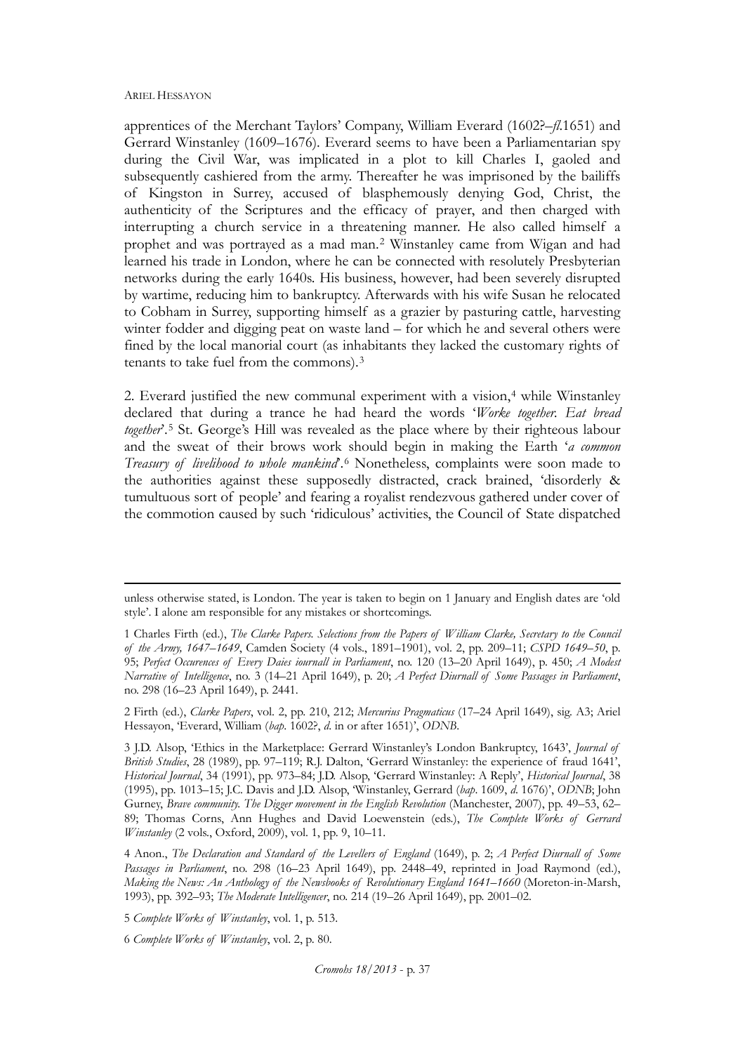apprentices of the Merchant Taylors' Company, William Everard (1602?–*fl.*1651) and Gerrard Winstanley (1609–1676). Everard seems to have been a Parliamentarian spy during the Civil War, was implicated in a plot to kill Charles I, gaoled and subsequently cashiered from the army. Thereafter he was imprisoned by the bailiffs of Kingston in Surrey, accused of blasphemously denying God, Christ, the authenticity of the Scriptures and the efficacy of prayer, and then charged with interrupting a church service in a threatening manner. He also called himself a prophet and was portrayed as a mad man.[2] Winstanley came from Wigan and had learned his trade in London, where he can be connected with resolutely Presbyterian networks during the early 1640s. His business, however, had been severely disrupted by wartime, reducing him to bankruptcy. Afterwards with his wife Susan he relocated to Cobham in Surrey, supporting himself as a grazier by pasturing cattle, harvesting winter fodder and digging peat on waste land – for which he and several others were fined by the local manorial court (as inhabitants they lacked the customary rights of tenants to take fuel from the commons).[3]

2. Everard justified the new communal experiment with a vision,[4] while Winstanley declared that during a trance he had heard the words '*Worke together. Eat bread together*'.[5] St. George's Hill was revealed as the place where by their righteous labour and the sweat of their brows work should begin in making the Earth '*a common Treasury of livelihood to whole mankind*'.[6] Nonetheless, complaints were soon made to the authorities against these supposedly distracted, crack brained, 'disorderly & tumultuous sort of people' and fearing a royalist rendezvous gathered under cover of the commotion caused by such 'ridiculous' activities, the Council of State dispatched

---

unless otherwise stated, is London. The year is taken to begin on 1 January and English dates are 'old style'. I alone am responsible for any mistakes or shortcomings.

1 Charles Firth (ed.), *The Clarke Papers. Selections from the Papers of William Clarke, Secretary to the Council of the Army, 1647–1649*, Camden Society (4 vols., 1891–1901), vol. 2, pp. 209–11; *CSPD 1649–50*, p. 95; *Perfect Occurences of Every Daies iournall in Parliament*, no. 120 (13–20 April 1649), p. 450; *A Modest Narrative of Intelligence*, no. 3 (14–21 April 1649), p. 20; *A Perfect Diurnall of Some Passages in Parliament*, no. 298 (16–23 April 1649), p. 2441.

2 Firth (ed.), *Clarke Papers*, vol. 2, pp. 210, 212; *Mercurius Pragmaticus* (17–24 April 1649), sig. A3; Ariel Hessayon, 'Everard, William (*bap*. 1602?, *d*. in or after 1651)', *ODNB*.

3 J.D. Alsop, 'Ethics in the Marketplace: Gerrard Winstanley's London Bankruptcy, 1643', *Journal of British Studies*, 28 (1989), pp. 97–119; R.J. Dalton, 'Gerrard Winstanley: the experience of fraud 1641', *Historical Journal*, 34 (1991), pp. 973–84; J.D. Alsop, 'Gerrard Winstanley: A Reply', *Historical Journal*, 38 (1995), pp. 1013–15; J.C. Davis and J.D. Alsop, 'Winstanley, Gerrard (*bap*. 1609, *d*. 1676)', *ODNB*; John Gurney, *Brave community. The Digger movement in the English Revolution* (Manchester, 2007), pp. 49–53, 62–89; Thomas Corns, Ann Hughes and David Loewenstein (eds.), *The Complete Works of Gerrard Winstanley* (2 vols., Oxford, 2009), vol. 1, pp. 9, 10–11.

4 Anon., *The Declaration and Standard of the Levellers of England* (1649), p. 2; *A Perfect Diurnall of Some Passages in Parliament*, no. 298 (16–23 April 1649), pp. 2448–49, reprinted in Joad Raymond (ed.), *Making the News: An Anthology of the Newsbooks of Revolutionary England 1641–1660* (Moreton-in-Marsh, 1993), pp. 392–93; *The Moderate Intelligencer*, no. 214 (19–26 April 1649), pp. 2001–02.

5 *Complete Works of Winstanley*, vol. 1, p. 513.

6 *Complete Works of Winstanley*, vol. 2, p. 80.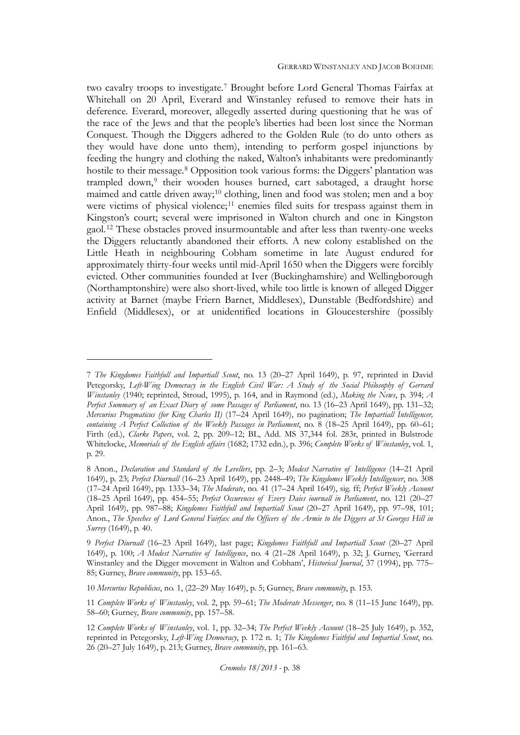two cavalry troops to investigate.[7] Brought before Lord General Thomas Fairfax at Whitehall on 20 April, Everard and Winstanley refused to remove their hats in deference. Everard, moreover, allegedly asserted during questioning that he was of the race of the Jews and that the people's liberties had been lost since the Norman Conquest. Though the Diggers adhered to the Golden Rule (to do unto others as they would have done unto them), intending to perform gospel injunctions by feeding the hungry and clothing the naked, Walton's inhabitants were predominantly hostile to their message.[8] Opposition took various forms: the Diggers' plantation was trampled down,[9] their wooden houses burned, cart sabotaged, a draught horse maimed and cattle driven away;[10] clothing, linen and food was stolen; men and a boy were victims of physical violence;[11] enemies filed suits for trespass against them in Kingston's court; several were imprisoned in Walton church and one in Kingston gaol.[12] These obstacles proved insurmountable and after less than twenty-one weeks the Diggers reluctantly abandoned their efforts. A new colony established on the Little Heath in neighbouring Cobham sometime in late August endured for approximately thirty-four weeks until mid-April 1650 when the Diggers were forcibly evicted. Other communities founded at Iver (Buckinghamshire) and Wellingborough (Northamptonshire) were also short-lived, while too little is known of alleged Digger activity at Barnet (maybe Friern Barnet, Middlesex), Dunstable (Bedfordshire) and Enfield (Middlesex), or at unidentified locations in Gloucestershire (possibly

---

7 *The Kingdomes Faithfull and Impartiall Scout*, no. 13 (20–27 April 1649), p. 97, reprinted in David Petegorsky, *Left-Wing Democracy in the English Civil War: A Study of the Social Philosophy of Gerrard Winstanley* (1940; reprinted, Stroud, 1995), p. 164, and in Raymond (ed.), *Making the News*, p. 394; *A Perfect Summary of an Exact Diary of some Passages of Parliament*, no. 13 (16–23 April 1649), pp. 131–32; *Mercurius Pragmaticus (for King Charles II)* (17–24 April 1649), no pagination; *The Impartiall Intelligencer, containing A Perfect Collection of the Weekly Passages in Parliament*, no. 8 (18–25 April 1649), pp. 60–61; Firth (ed.), *Clarke Papers*, vol. 2, pp. 209–12; BL, Add. MS 37,344 fol. 283r, printed in Bulstrode Whitelocke, *Memorials of the English affairs* (1682; 1732 edn.), p. 396; *Complete Works of Winstanley*, vol. 1, p. 29.

8 Anon., *Declaration and Standard of the Levellers*, pp. 2–3; *Modest Narrative of Intelligence* (14–21 April 1649), p. 23; *Perfect Diurnall* (16–23 April 1649), pp. 2448–49; *The Kingdomes Weekly Intelligencer*, no. 308 (17–24 April 1649), pp. 1333–34; *The Moderate*, no. 41 (17–24 April 1649), sig. ff; *Perfect Weekly Account* (18–25 April 1649), pp. 454–55; *Perfect Occurences of Every Daies iournall in Parliament*, no. 121 (20–27 April 1649), pp. 987–88; *Kingdomes Faithfull and Impartiall Scout* (20–27 April 1649), pp. 97–98, 101; Anon., *The Speeches of Lord General Fairfax and the Officers of the Armie to the Diggers at St Georges Hill in Surrey* (1649), p. 40.

9 *Perfect Diurnall* (16–23 April 1649), last page; *Kingdomes Faithfull and Impartiall Scout* (20–27 April 1649), p. 100; *A Modest Narrative of Intelligence*, no. 4 (21–28 April 1649), p. 32; J. Gurney, 'Gerrard Winstanley and the Digger movement in Walton and Cobham', *Historical Journal*, 37 (1994), pp. 775–85; Gurney, *Brave community*, pp. 153–65.

10 *Mercurius Republicus*, no. 1, (22–29 May 1649), p. 5; Gurney, *Brave community*, p. 153.

11 *Complete Works of Winstanley*, vol. 2, pp. 59–61; *The Moderate Messenger*, no. 8 (11–15 June 1649), pp. 58–60; Gurney, *Brave community*, pp. 157–58.

12 *Complete Works of Winstanley*, vol. 1, pp. 32–34; *The Perfect Weekly Account* (18–25 July 1649), p. 352, reprinted in Petegorsky, *Left-Wing Democracy*, p. 172 n. 1; *The Kingdomes Faithful and Impartial Scout*, no. 26 (20–27 July 1649), p. 213; Gurney, *Brave community*, pp. 161–63.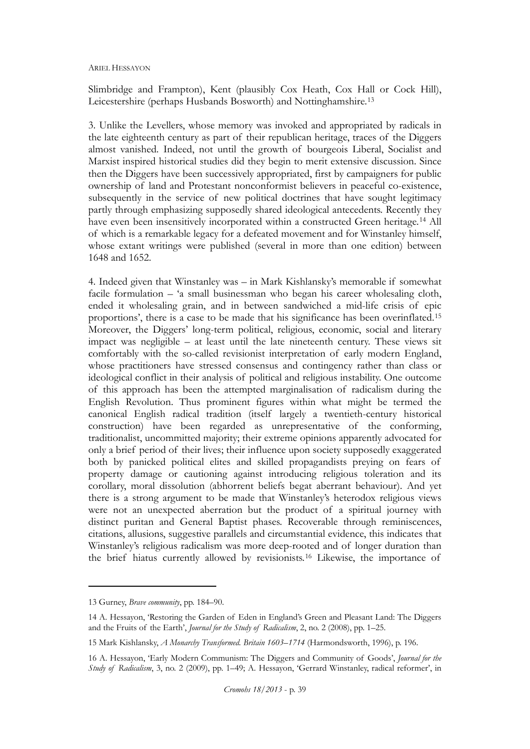Slimbridge and Frampton), Kent (plausibly Cox Heath, Cox Hall or Cock Hill), Leicestershire (perhaps Husbands Bosworth) and Nottinghamshire.[13]

3. Unlike the Levellers, whose memory was invoked and appropriated by radicals in the late eighteenth century as part of their republican heritage, traces of the Diggers almost vanished. Indeed, not until the growth of bourgeois Liberal, Socialist and Marxist inspired historical studies did they begin to merit extensive discussion. Since then the Diggers have been successively appropriated, first by campaigners for public ownership of land and Protestant nonconformist believers in peaceful co-existence, subsequently in the service of new political doctrines that have sought legitimacy partly through emphasizing supposedly shared ideological antecedents. Recently they have even been insensitively incorporated within a constructed Green heritage.[14] All of which is a remarkable legacy for a defeated movement and for Winstanley himself, whose extant writings were published (several in more than one edition) between 1648 and 1652.

4. Indeed given that Winstanley was – in Mark Kishlansky's memorable if somewhat facile formulation – 'a small businessman who began his career wholesaling cloth, ended it wholesaling grain, and in between sandwiched a mid-life crisis of epic proportions', there is a case to be made that his significance has been overinflated.[15] Moreover, the Diggers' long-term political, religious, economic, social and literary impact was negligible – at least until the late nineteenth century. These views sit comfortably with the so-called revisionist interpretation of early modern England, whose practitioners have stressed consensus and contingency rather than class or ideological conflict in their analysis of political and religious instability. One outcome of this approach has been the attempted marginalisation of radicalism during the English Revolution. Thus prominent figures within what might be termed the canonical English radical tradition (itself largely a twentieth-century historical construction) have been regarded as unrepresentative of the conforming, traditionalist, uncommitted majority; their extreme opinions apparently advocated for only a brief period of their lives; their influence upon society supposedly exaggerated both by panicked political elites and skilled propagandists preying on fears of property damage or cautioning against introducing religious toleration and its corollary, moral dissolution (abhorrent beliefs begat aberrant behaviour). And yet there is a strong argument to be made that Winstanley's heterodox religious views were not an unexpected aberration but the product of a spiritual journey with distinct puritan and General Baptist phases. Recoverable through reminiscences, citations, allusions, suggestive parallels and circumstantial evidence, this indicates that Winstanley's religious radicalism was more deep-rooted and of longer duration than the brief hiatus currently allowed by revisionists.[16] Likewise, the importance of

---

13 Gurney, *Brave community*, pp. 184–90.

14 A. Hessayon, 'Restoring the Garden of Eden in England's Green and Pleasant Land: The Diggers and the Fruits of the Earth', *Journal for the Study of Radicalism*, 2, no. 2 (2008), pp. 1–25.

15 Mark Kishlansky, *A Monarchy Transformed. Britain 1603–1714* (Harmondsworth, 1996), p. 196.

16 A. Hessayon, 'Early Modern Communism: The Diggers and Community of Goods', *Journal for the Study of Radicalism*, 3, no. 2 (2009), pp. 1–49; A. Hessayon, 'Gerrard Winstanley, radical reformer', in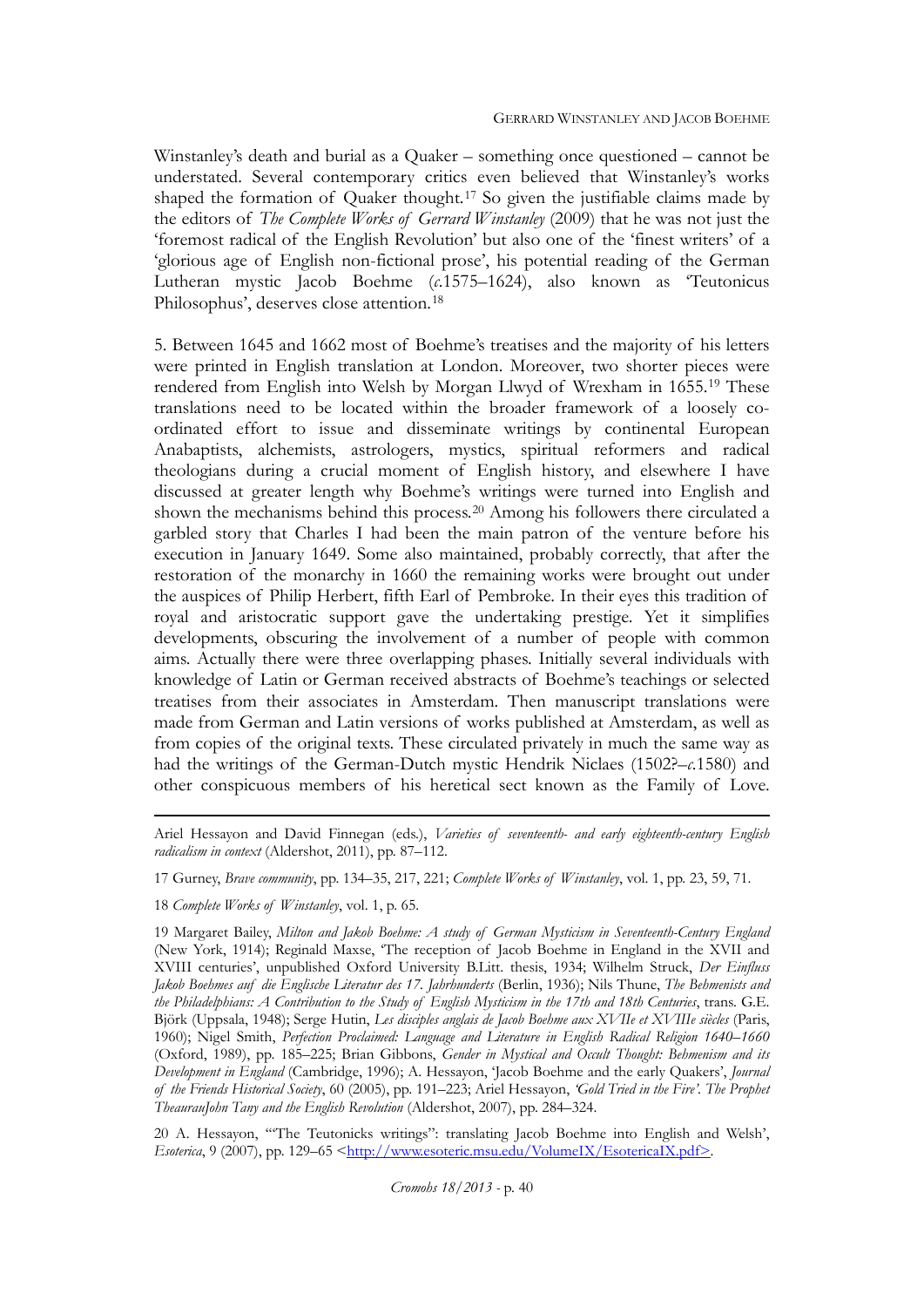Winstanley's death and burial as a Quaker – something once questioned – cannot be understated. Several contemporary critics even believed that Winstanley's works shaped the formation of Quaker thought.[17] So given the justifiable claims made by the editors of *The Complete Works of Gerrard Winstanley* (2009) that he was not just the 'foremost radical of the English Revolution' but also one of the 'finest writers' of a 'glorious age of English non-fictional prose', his potential reading of the German Lutheran mystic Jacob Boehme (*c.*1575–1624), also known as 'Teutonicus Philosophus', deserves close attention.[18]

5. Between 1645 and 1662 most of Boehme's treatises and the majority of his letters were printed in English translation at London. Moreover, two shorter pieces were rendered from English into Welsh by Morgan Llwyd of Wrexham in 1655.[19] These translations need to be located within the broader framework of a loosely co-ordinated effort to issue and disseminate writings by continental European Anabaptists, alchemists, astrologers, mystics, spiritual reformers and radical theologians during a crucial moment of English history, and elsewhere I have discussed at greater length why Boehme's writings were turned into English and shown the mechanisms behind this process.[20] Among his followers there circulated a garbled story that Charles I had been the main patron of the venture before his execution in January 1649. Some also maintained, probably correctly, that after the restoration of the monarchy in 1660 the remaining works were brought out under the auspices of Philip Herbert, fifth Earl of Pembroke. In their eyes this tradition of royal and aristocratic support gave the undertaking prestige. Yet it simplifies developments, obscuring the involvement of a number of people with common aims. Actually there were three overlapping phases. Initially several individuals with knowledge of Latin or German received abstracts of Boehme's teachings or selected treatises from their associates in Amsterdam. Then manuscript translations were made from German and Latin versions of works published at Amsterdam, as well as from copies of the original texts. These circulated privately in much the same way as had the writings of the German-Dutch mystic Hendrik Niclaes (1502?–*c.*1580) and other conspicuous members of his heretical sect known as the Family of Love.

---

Ariel Hessayon and David Finnegan (eds.), *Varieties of seventeenth- and early eighteenth-century English radicalism in context* (Aldershot, 2011), pp. 87–112.

17 Gurney, *Brave community*, pp. 134–35, 217, 221; *Complete Works of Winstanley*, vol. 1, pp. 23, 59, 71.

18 *Complete Works of Winstanley*, vol. 1, p. 65.

19 Margaret Bailey, *Milton and Jakob Boehme: A study of German Mysticism in Seventeenth-Century England* (New York, 1914); Reginald Maxse, 'The reception of Jacob Boehme in England in the XVII and XVIII centuries', unpublished Oxford University B.Litt. thesis, 1934; Wilhelm Struck, *Der Einfluss Jakob Boehmes auf die Englische Literatur des 17. Jahrhunderts* (Berlin, 1936); Nils Thune, *The Behmenists and the Philadelphians: A Contribution to the Study of English Mysticism in the 17th and 18th Centuries*, trans. G.E. Björk (Uppsala, 1948); Serge Hutin, *Les disciples anglais de Jacob Boehme aux XVIIe et XVIIIe siècles* (Paris, 1960); Nigel Smith, *Perfection Proclaimed: Language and Literature in English Radical Religion 1640–1660* (Oxford, 1989), pp. 185–225; Brian Gibbons, *Gender in Mystical and Occult Thought: Behmenism and its Development in England* (Cambridge, 1996); A. Hessayon, 'Jacob Boehme and the early Quakers', *Journal of the Friends Historical Society*, 60 (2005), pp. 191–223; Ariel Hessayon, *'Gold Tried in the Fire'. The Prophet TheaurauJohn Tany and the English Revolution* (Aldershot, 2007), pp. 284–324.

20 A. Hessayon, '"The Teutonicks writings": translating Jacob Boehme into English and Welsh', *Esoterica*, 9 (2007), pp. 129–65 <http://www.esoteric.msu.edu/VolumeIX/EsotericaIX.pdf>.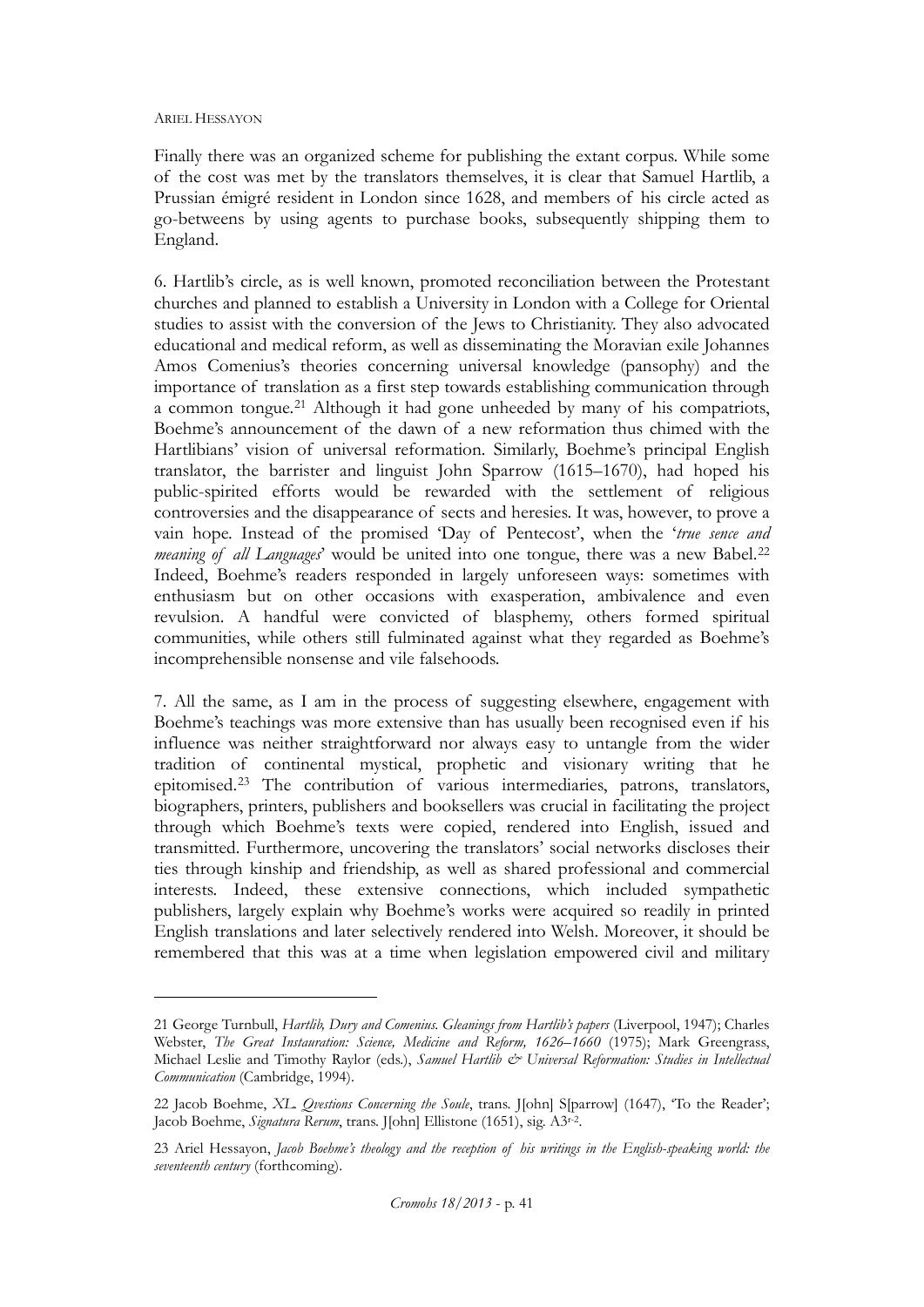Finally there was an organized scheme for publishing the extant corpus. While some of the cost was met by the translators themselves, it is clear that Samuel Hartlib, a Prussian émigré resident in London since 1628, and members of his circle acted as go-betweens by using agents to purchase books, subsequently shipping them to England.

6. Hartlib's circle, as is well known, promoted reconciliation between the Protestant churches and planned to establish a University in London with a College for Oriental studies to assist with the conversion of the Jews to Christianity. They also advocated educational and medical reform, as well as disseminating the Moravian exile Johannes Amos Comenius's theories concerning universal knowledge (pansophy) and the importance of translation as a first step towards establishing communication through a common tongue.[21] Although it had gone unheeded by many of his compatriots, Boehme's announcement of the dawn of a new reformation thus chimed with the Hartlibians' vision of universal reformation. Similarly, Boehme's principal English translator, the barrister and linguist John Sparrow (1615–1670), had hoped his public-spirited efforts would be rewarded with the settlement of religious controversies and the disappearance of sects and heresies. It was, however, to prove a vain hope. Instead of the promised 'Day of Pentecost', when the '*true sence and meaning of all Languages*' would be united into one tongue, there was a new Babel.[22] Indeed, Boehme's readers responded in largely unforeseen ways: sometimes with enthusiasm but on other occasions with exasperation, ambivalence and even revulsion. A handful were convicted of blasphemy, others formed spiritual communities, while others still fulminated against what they regarded as Boehme's incomprehensible nonsense and vile falsehoods.

7. All the same, as I am in the process of suggesting elsewhere, engagement with Boehme's teachings was more extensive than has usually been recognised even if his influence was neither straightforward nor always easy to untangle from the wider tradition of continental mystical, prophetic and visionary writing that he epitomised.[23] The contribution of various intermediaries, patrons, translators, biographers, printers, publishers and booksellers was crucial in facilitating the project through which Boehme's texts were copied, rendered into English, issued and transmitted. Furthermore, uncovering the translators' social networks discloses their ties through kinship and friendship, as well as shared professional and commercial interests. Indeed, these extensive connections, which included sympathetic publishers, largely explain why Boehme's works were acquired so readily in printed English translations and later selectively rendered into Welsh. Moreover, it should be remembered that this was at a time when legislation empowered civil and military

---

21 George Turnbull, *Hartlib, Dury and Comenius. Gleanings from Hartlib's papers* (Liverpool, 1947); Charles Webster, *The Great Instauration: Science, Medicine and Reform, 1626–1660* (1975); Mark Greengrass, Michael Leslie and Timothy Raylor (eds.), *Samuel Hartlib & Universal Reformation: Studies in Intellectual Communication* (Cambridge, 1994).

22 Jacob Boehme, *XL. Qvestions Concerning the Soule*, trans. J[ohn] S[parrow] (1647), 'To the Reader'; Jacob Boehme, *Signatura Rerum*, trans. J[ohn] Ellistone (1651), sig. A3r-2.

23 Ariel Hessayon, *Jacob Boehme's theology and the reception of his writings in the English-speaking world: the seventeenth century* (forthcoming).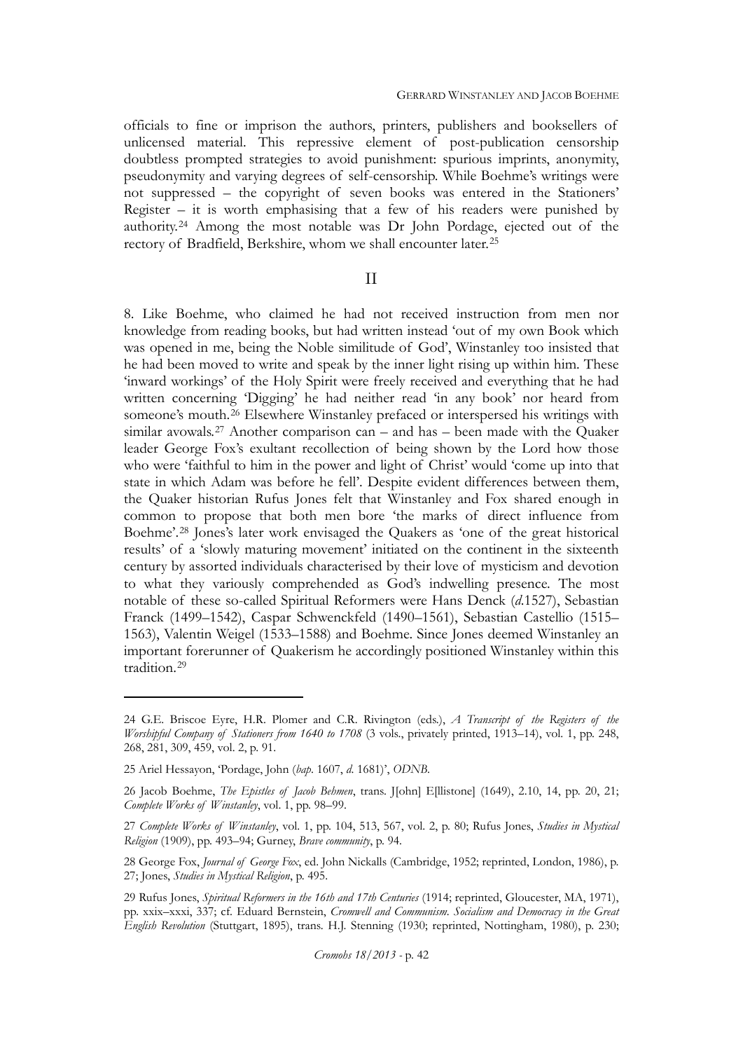officials to fine or imprison the authors, printers, publishers and booksellers of unlicensed material. This repressive element of post-publication censorship doubtless prompted strategies to avoid punishment: spurious imprints, anonymity, pseudonymity and varying degrees of self-censorship. While Boehme's writings were not suppressed – the copyright of seven books was entered in the Stationers' Register – it is worth emphasising that a few of his readers were punished by authority.[24] Among the most notable was Dr John Pordage, ejected out of the rectory of Bradfield, Berkshire, whom we shall encounter later.[25]

## II

8. Like Boehme, who claimed he had not received instruction from men nor knowledge from reading books, but had written instead 'out of my own Book which was opened in me, being the Noble similitude of God', Winstanley too insisted that he had been moved to write and speak by the inner light rising up within him. These 'inward workings' of the Holy Spirit were freely received and everything that he had written concerning 'Digging' he had neither read 'in any book' nor heard from someone's mouth.[26] Elsewhere Winstanley prefaced or interspersed his writings with similar avowals.[27] Another comparison can – and has – been made with the Quaker leader George Fox's exultant recollection of being shown by the Lord how those who were 'faithful to him in the power and light of Christ' would 'come up into that state in which Adam was before he fell'. Despite evident differences between them, the Quaker historian Rufus Jones felt that Winstanley and Fox shared enough in common to propose that both men bore 'the marks of direct influence from Boehme'.[28] Jones's later work envisaged the Quakers as 'one of the great historical results' of a 'slowly maturing movement' initiated on the continent in the sixteenth century by assorted individuals characterised by their love of mysticism and devotion to what they variously comprehended as God's indwelling presence. The most notable of these so-called Spiritual Reformers were Hans Denck (*d.*1527), Sebastian Franck (1499–1542), Caspar Schwenckfeld (1490–1561), Sebastian Castellio (1515–1563), Valentin Weigel (1533–1588) and Boehme. Since Jones deemed Winstanley an important forerunner of Quakerism he accordingly positioned Winstanley within this tradition.[29]

---

24 G.E. Briscoe Eyre, H.R. Plomer and C.R. Rivington (eds.), *A Transcript of the Registers of the Worshipful Company of Stationers from 1640 to 1708* (3 vols., privately printed, 1913–14), vol. 1, pp. 248, 268, 281, 309, 459, vol. 2, p. 91.

25 Ariel Hessayon, 'Pordage, John (*bap.* 1607, *d.* 1681)', *ODNB*.

26 Jacob Boehme, *The Epistles of Jacob Behmen*, trans. J[ohn] E[llistone] (1649), 2.10, 14, pp. 20, 21; *Complete Works of Winstanley*, vol. 1, pp. 98–99.

27 *Complete Works of Winstanley*, vol. 1, pp. 104, 513, 567, vol. 2, p. 80; Rufus Jones, *Studies in Mystical Religion* (1909), pp. 493–94; Gurney, *Brave community*, p. 94.

28 George Fox, *Journal of George Fox*, ed. John Nickalls (Cambridge, 1952; reprinted, London, 1986), p. 27; Jones, *Studies in Mystical Religion*, p. 495.

29 Rufus Jones, *Spiritual Reformers in the 16th and 17th Centuries* (1914; reprinted, Gloucester, MA, 1971), pp. xxix–xxxi, 337; cf. Eduard Bernstein, *Cromwell and Communism. Socialism and Democracy in the Great English Revolution* (Stuttgart, 1895), trans. H.J. Stenning (1930; reprinted, Nottingham, 1980), p. 230;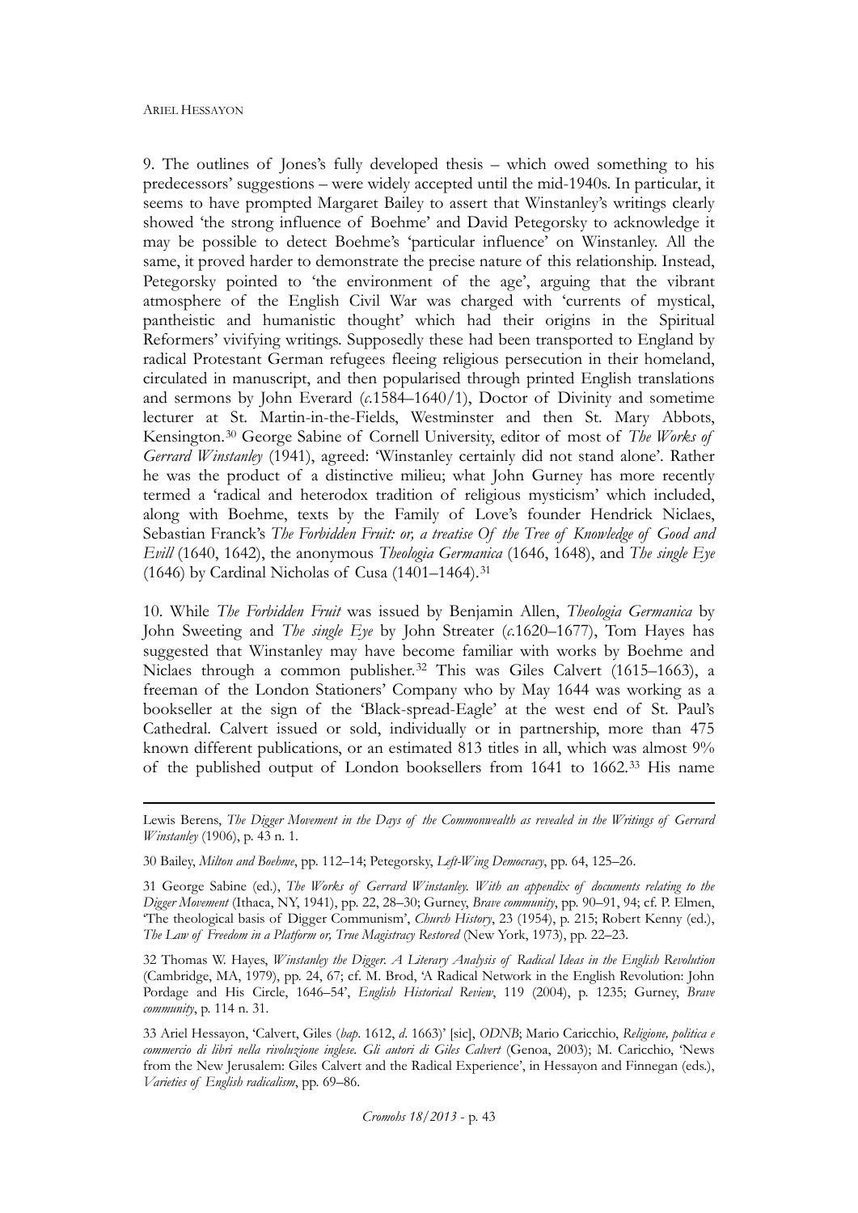9. The outlines of Jones's fully developed thesis – which owed something to his predecessors' suggestions – were widely accepted until the mid-1940s. In particular, it seems to have prompted Margaret Bailey to assert that Winstanley's writings clearly showed 'the strong influence of Boehme' and David Petegorsky to acknowledge it may be possible to detect Boehme's 'particular influence' on Winstanley. All the same, it proved harder to demonstrate the precise nature of this relationship. Instead, Petegorsky pointed to 'the environment of the age', arguing that the vibrant atmosphere of the English Civil War was charged with 'currents of mystical, pantheistic and humanistic thought' which had their origins in the Spiritual Reformers' vivifying writings. Supposedly these had been transported to England by radical Protestant German refugees fleeing religious persecution in their homeland, circulated in manuscript, and then popularised through printed English translations and sermons by John Everard (*c.*1584–1640/1), Doctor of Divinity and sometime lecturer at St. Martin-in-the-Fields, Westminster and then St. Mary Abbots, Kensington.[30] George Sabine of Cornell University, editor of most of *The Works of Gerrard Winstanley* (1941), agreed: 'Winstanley certainly did not stand alone'. Rather he was the product of a distinctive milieu; what John Gurney has more recently termed a 'radical and heterodox tradition of religious mysticism' which included, along with Boehme, texts by the Family of Love's founder Hendrick Niclaes, Sebastian Franck's *The Forbidden Fruit: or, a treatise Of the Tree of Knowledge of Good and Evill* (1640, 1642), the anonymous *Theologia Germanica* (1646, 1648), and *The single Eye* (1646) by Cardinal Nicholas of Cusa (1401–1464).[31]

10. While *The Forbidden Fruit* was issued by Benjamin Allen, *Theologia Germanica* by John Sweeting and *The single Eye* by John Streater (*c.*1620–1677), Tom Hayes has suggested that Winstanley may have become familiar with works by Boehme and Niclaes through a common publisher.[32] This was Giles Calvert (1615–1663), a freeman of the London Stationers' Company who by May 1644 was working as a bookseller at the sign of the 'Black-spread-Eagle' at the west end of St. Paul's Cathedral. Calvert issued or sold, individually or in partnership, more than 475 known different publications, or an estimated 813 titles in all, which was almost 9% of the published output of London booksellers from 1641 to 1662.[33] His name

---

Lewis Berens, *The Digger Movement in the Days of the Commonwealth as revealed in the Writings of Gerrard Winstanley* (1906), p. 43 n. 1.

30 Bailey, *Milton and Boehme*, pp. 112–14; Petegorsky, *Left-Wing Democracy*, pp. 64, 125–26.

31 George Sabine (ed.), *The Works of Gerrard Winstanley. With an appendix of documents relating to the Digger Movement* (Ithaca, NY, 1941), pp. 22, 28–30; Gurney, *Brave community*, pp. 90–91, 94; cf. P. Elmen, 'The theological basis of Digger Communism', *Church History*, 23 (1954), p. 215; Robert Kenny (ed.), *The Law of Freedom in a Platform or, True Magistracy Restored* (New York, 1973), pp. 22–23.

32 Thomas W. Hayes, *Winstanley the Digger. A Literary Analysis of Radical Ideas in the English Revolution* (Cambridge, MA, 1979), pp. 24, 67; cf. M. Brod, 'A Radical Network in the English Revolution: John Pordage and His Circle, 1646–54', *English Historical Review*, 119 (2004), p. 1235; Gurney, *Brave community*, p. 114 n. 31.

33 Ariel Hessayon, 'Calvert, Giles (*bap*. 1612, *d*. 1663)' [sic], *ODNB*; Mario Caricchio, *Religione, politica e commercio di libri nella rivoluzione inglese. Gli autori di Giles Calvert* (Genoa, 2003); M. Caricchio, 'News from the New Jerusalem: Giles Calvert and the Radical Experience', in Hessayon and Finnegan (eds.), *Varieties of English radicalism*, pp. 69–86.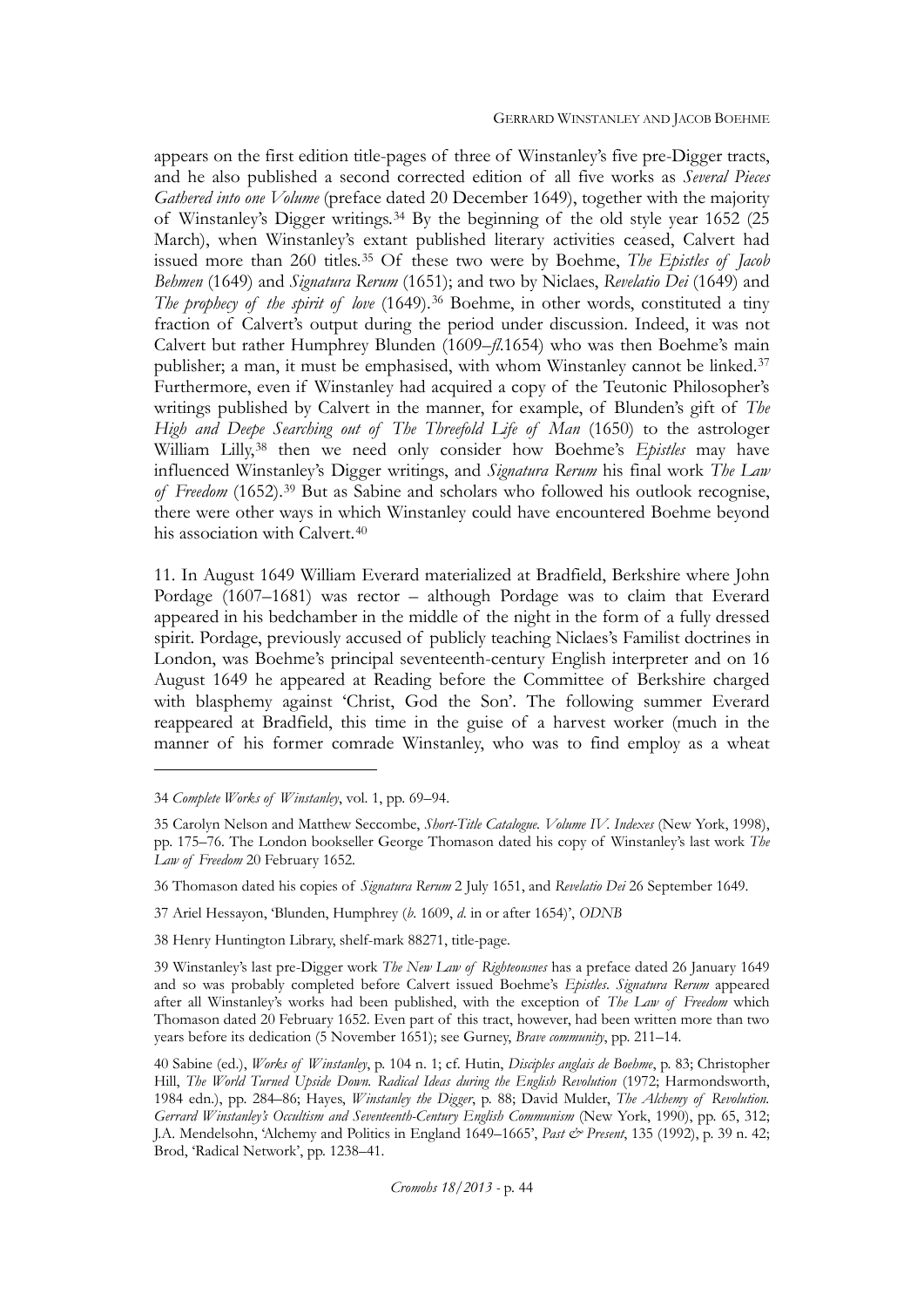appears on the first edition title-pages of three of Winstanley's five pre-Digger tracts, and he also published a second corrected edition of all five works as *Several Pieces Gathered into one Volume* (preface dated 20 December 1649), together with the majority of Winstanley's Digger writings.[34] By the beginning of the old style year 1652 (25 March), when Winstanley's extant published literary activities ceased, Calvert had issued more than 260 titles.[35] Of these two were by Boehme, *The Epistles of Jacob Behmen* (1649) and *Signatura Rerum* (1651); and two by Niclaes, *Revelatio Dei* (1649) and *The prophecy of the spirit of love* (1649).[36] Boehme, in other words, constituted a tiny fraction of Calvert's output during the period under discussion. Indeed, it was not Calvert but rather Humphrey Blunden (1609–*fl.*1654) who was then Boehme's main publisher; a man, it must be emphasised, with whom Winstanley cannot be linked.[37] Furthermore, even if Winstanley had acquired a copy of the Teutonic Philosopher's writings published by Calvert in the manner, for example, of Blunden's gift of *The High and Deepe Searching out of The Threefold Life of Man* (1650) to the astrologer William Lilly,[38] then we need only consider how Boehme's *Epistles* may have influenced Winstanley's Digger writings, and *Signatura Rerum* his final work *The Law of Freedom* (1652).[39] But as Sabine and scholars who followed his outlook recognise, there were other ways in which Winstanley could have encountered Boehme beyond his association with Calvert.[40]

11. In August 1649 William Everard materialized at Bradfield, Berkshire where John Pordage (1607–1681) was rector – although Pordage was to claim that Everard appeared in his bedchamber in the middle of the night in the form of a fully dressed spirit. Pordage, previously accused of publicly teaching Niclaes's Familist doctrines in London, was Boehme's principal seventeenth-century English interpreter and on 16 August 1649 he appeared at Reading before the Committee of Berkshire charged with blasphemy against 'Christ, God the Son'. The following summer Everard reappeared at Bradfield, this time in the guise of a harvest worker (much in the manner of his former comrade Winstanley, who was to find employ as a wheat

---

34 *Complete Works of Winstanley*, vol. 1, pp. 69–94.

35 Carolyn Nelson and Matthew Seccombe, *Short-Title Catalogue. Volume IV. Indexes* (New York, 1998), pp. 175–76. The London bookseller George Thomason dated his copy of Winstanley's last work *The Law of Freedom* 20 February 1652.

36 Thomason dated his copies of *Signatura Rerum* 2 July 1651, and *Revelatio Dei* 26 September 1649.

37 Ariel Hessayon, 'Blunden, Humphrey (*b.* 1609, *d.* in or after 1654)', *ODNB*

38 Henry Huntington Library, shelf-mark 88271, title-page.

39 Winstanley's last pre-Digger work *The New Law of Righteousnes* has a preface dated 26 January 1649 and so was probably completed before Calvert issued Boehme's *Epistles*. *Signatura Rerum* appeared after all Winstanley's works had been published, with the exception of *The Law of Freedom* which Thomason dated 20 February 1652. Even part of this tract, however, had been written more than two years before its dedication (5 November 1651); see Gurney, *Brave community*, pp. 211–14.

40 Sabine (ed.), *Works of Winstanley*, p. 104 n. 1; cf. Hutin, *Disciples anglais de Boehme*, p. 83; Christopher Hill, *The World Turned Upside Down. Radical Ideas during the English Revolution* (1972; Harmondsworth, 1984 edn.), pp. 284–86; Hayes, *Winstanley the Digger*, p. 88; David Mulder, *The Alchemy of Revolution. Gerrard Winstanley's Occultism and Seventeenth-Century English Communism* (New York, 1990), pp. 65, 312; J.A. Mendelsohn, 'Alchemy and Politics in England 1649–1665', *Past & Present*, 135 (1992), p. 39 n. 42; Brod, 'Radical Network', pp. 1238–41.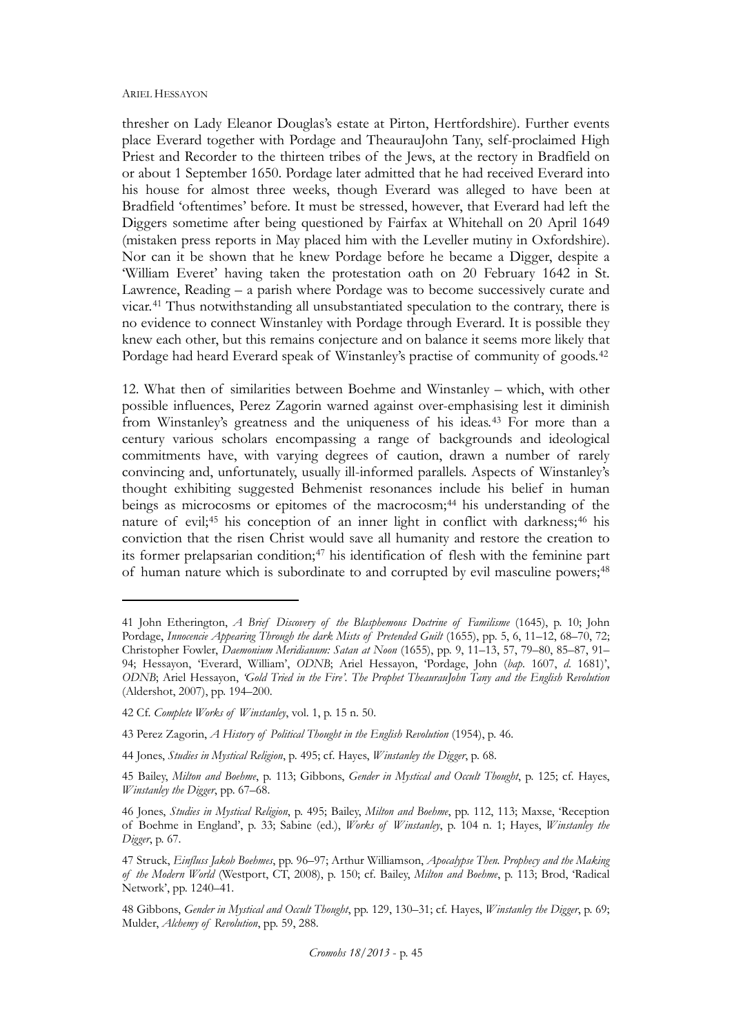thresher on Lady Eleanor Douglas's estate at Pirton, Hertfordshire). Further events place Everard together with Pordage and TheaurauJohn Tany, self-proclaimed High Priest and Recorder to the thirteen tribes of the Jews, at the rectory in Bradfield on or about 1 September 1650. Pordage later admitted that he had received Everard into his house for almost three weeks, though Everard was alleged to have been at Bradfield 'oftentimes' before. It must be stressed, however, that Everard had left the Diggers sometime after being questioned by Fairfax at Whitehall on 20 April 1649 (mistaken press reports in May placed him with the Leveller mutiny in Oxfordshire). Nor can it be shown that he knew Pordage before he became a Digger, despite a 'William Everet' having taken the protestation oath on 20 February 1642 in St. Lawrence, Reading – a parish where Pordage was to become successively curate and vicar.[41] Thus notwithstanding all unsubstantiated speculation to the contrary, there is no evidence to connect Winstanley with Pordage through Everard. It is possible they knew each other, but this remains conjecture and on balance it seems more likely that Pordage had heard Everard speak of Winstanley's practise of community of goods.[42]

12. What then of similarities between Boehme and Winstanley – which, with other possible influences, Perez Zagorin warned against over-emphasising lest it diminish from Winstanley's greatness and the uniqueness of his ideas.[43] For more than a century various scholars encompassing a range of backgrounds and ideological commitments have, with varying degrees of caution, drawn a number of rarely convincing and, unfortunately, usually ill-informed parallels. Aspects of Winstanley's thought exhibiting suggested Behmenist resonances include his belief in human beings as microcosms or epitomes of the macrocosm;[44] his understanding of the nature of evil;[45] his conception of an inner light in conflict with darkness;[46] his conviction that the risen Christ would save all humanity and restore the creation to its former prelapsarian condition;[47] his identification of flesh with the feminine part of human nature which is subordinate to and corrupted by evil masculine powers;[48]

---

41 John Etherington, *A Brief Discovery of the Blasphemous Doctrine of Familisme* (1645), p. 10; John Pordage, *Innocencie Appearing Through the dark Mists of Pretended Guilt* (1655), pp. 5, 6, 11–12, 68–70, 72; Christopher Fowler, *Daemonium Meridianum: Satan at Noon* (1655), pp. 9, 11–13, 57, 79–80, 85–87, 91–94; Hessayon, 'Everard, William', *ODNB*; Ariel Hessayon, 'Pordage, John (*bap*. 1607, *d*. 1681)', *ODNB*; Ariel Hessayon, *'Gold Tried in the Fire'. The Prophet TheaurauJohn Tany and the English Revolution* (Aldershot, 2007), pp. 194–200.

42 Cf. *Complete Works of Winstanley*, vol. 1, p. 15 n. 50.

43 Perez Zagorin, *A History of Political Thought in the English Revolution* (1954), p. 46.

44 Jones, *Studies in Mystical Religion*, p. 495; cf. Hayes, *Winstanley the Digger*, p. 68.

45 Bailey, *Milton and Boehme*, p. 113; Gibbons, *Gender in Mystical and Occult Thought*, p. 125; cf. Hayes, *Winstanley the Digger*, pp. 67–68.

46 Jones, *Studies in Mystical Religion*, p. 495; Bailey, *Milton and Boehme*, pp. 112, 113; Maxse, 'Reception of Boehme in England', p. 33; Sabine (ed.), *Works of Winstanley*, p. 104 n. 1; Hayes, *Winstanley the Digger*, p. 67.

47 Struck, *Einfluss Jakob Boehmes*, pp. 96–97; Arthur Williamson, *Apocalypse Then. Prophecy and the Making of the Modern World* (Westport, CT, 2008), p. 150; cf. Bailey, *Milton and Boehme*, p. 113; Brod, 'Radical Network', pp. 1240–41.

48 Gibbons, *Gender in Mystical and Occult Thought*, pp. 129, 130–31; cf. Hayes, *Winstanley the Digger*, p. 69; Mulder, *Alchemy of Revolution*, pp. 59, 288.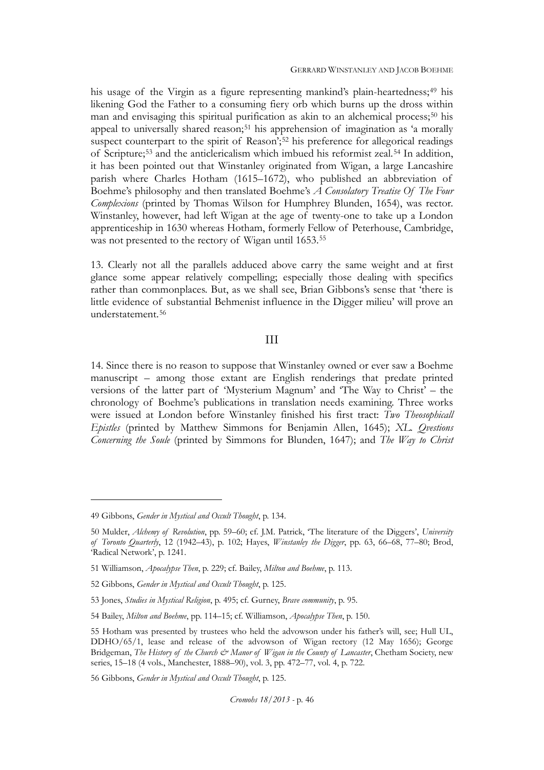his usage of the Virgin as a figure representing mankind's plain-heartedness;[49] his likening God the Father to a consuming fiery orb which burns up the dross within man and envisaging this spiritual purification as akin to an alchemical process;[50] his appeal to universally shared reason;[51] his apprehension of imagination as 'a morally suspect counterpart to the spirit of Reason';[52] his preference for allegorical readings of Scripture;[53] and the anticlericalism which imbued his reformist zeal.[54] In addition, it has been pointed out that Winstanley originated from Wigan, a large Lancashire parish where Charles Hotham (1615–1672), who published an abbreviation of Boehme's philosophy and then translated Boehme's *A Consolatory Treatise Of The Four Complexions* (printed by Thomas Wilson for Humphrey Blunden, 1654), was rector. Winstanley, however, had left Wigan at the age of twenty-one to take up a London apprenticeship in 1630 whereas Hotham, formerly Fellow of Peterhouse, Cambridge, was not presented to the rectory of Wigan until 1653.[55]

13. Clearly not all the parallels adduced above carry the same weight and at first glance some appear relatively compelling; especially those dealing with specifics rather than commonplaces. But, as we shall see, Brian Gibbons's sense that 'there is little evidence of substantial Behmenist influence in the Digger milieu' will prove an understatement.[56]

## III

14. Since there is no reason to suppose that Winstanley owned or ever saw a Boehme manuscript – among those extant are English renderings that predate printed versions of the latter part of 'Mysterium Magnum' and 'The Way to Christ' – the chronology of Boehme's publications in translation needs examining. Three works were issued at London before Winstanley finished his first tract: *Two Theosophicall Epistles* (printed by Matthew Simmons for Benjamin Allen, 1645); *XL. Qvestions Concerning the Soule* (printed by Simmons for Blunden, 1647); and *The Way to Christ*

---

49 Gibbons, *Gender in Mystical and Occult Thought*, p. 134.

50 Mulder, *Alchemy of Revolution*, pp. 59–60; cf. J.M. Patrick, 'The literature of the Diggers', *University of Toronto Quarterly*, 12 (1942–43), p. 102; Hayes, *Winstanley the Digger*, pp. 63, 66–68, 77–80; Brod, 'Radical Network', p. 1241.

51 Williamson, *Apocalypse Then*, p. 229; cf. Bailey, *Milton and Boehme*, p. 113.

52 Gibbons, *Gender in Mystical and Occult Thought*, p. 125.

53 Jones, *Studies in Mystical Religion*, p. 495; cf. Gurney, *Brave community*, p. 95.

54 Bailey, *Milton and Boehme*, pp. 114–15; cf. Williamson, *Apocalypse Then*, p. 150.

55 Hotham was presented by trustees who held the advowson under his father's will, see; Hull UL, DDHO/65/1, lease and release of the advowson of Wigan rectory (12 May 1656); George Bridgeman, *The History of the Church & Manor of Wigan in the County of Lancaster*, Chetham Society, new series, 15–18 (4 vols., Manchester, 1888–90), vol. 3, pp. 472–77, vol. 4, p. 722.

56 Gibbons, *Gender in Mystical and Occult Thought*, p. 125.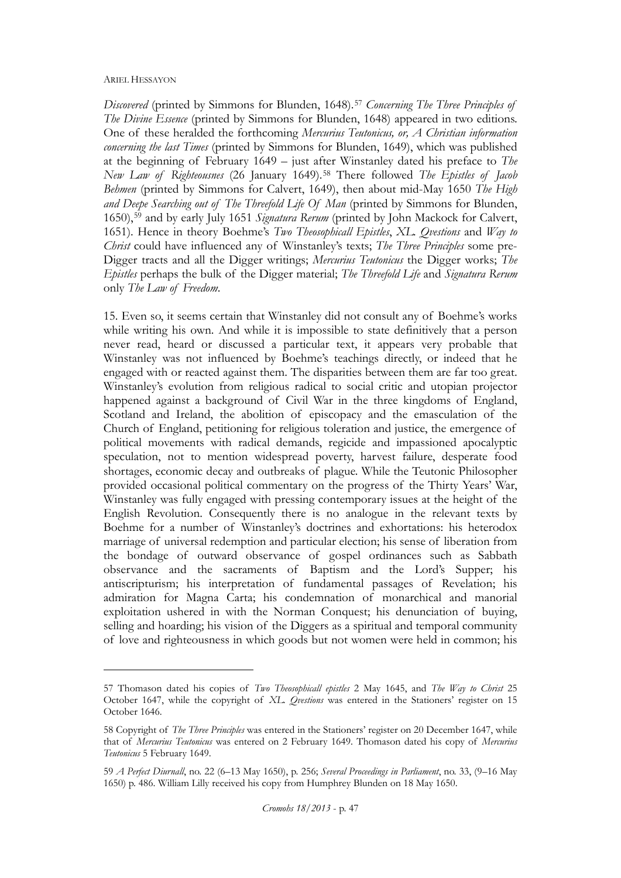*Discovered* (printed by Simmons for Blunden, 1648).[57] *Concerning The Three Principles of The Divine Essence* (printed by Simmons for Blunden, 1648) appeared in two editions. One of these heralded the forthcoming *Mercurius Teutonicus, or, A Christian information concerning the last Times* (printed by Simmons for Blunden, 1649), which was published at the beginning of February 1649 – just after Winstanley dated his preface to *The New Law of Righteousnes* (26 January 1649).[58] There followed *The Epistles of Jacob Behmen* (printed by Simmons for Calvert, 1649), then about mid-May 1650 *The High and Deepe Searching out of The Threefold Life Of Man* (printed by Simmons for Blunden, 1650),[59] and by early July 1651 *Signatura Rerum* (printed by John Mackock for Calvert, 1651). Hence in theory Boehme's *Two Theosophicall Epistles*, *XL. Qvestions* and *Way to Christ* could have influenced any of Winstanley's texts; *The Three Principles* some pre-Digger tracts and all the Digger writings; *Mercurius Teutonicus* the Digger works; *The Epistles* perhaps the bulk of the Digger material; *The Threefold Life* and *Signatura Rerum* only *The Law of Freedom*.

15. Even so, it seems certain that Winstanley did not consult any of Boehme's works while writing his own. And while it is impossible to state definitively that a person never read, heard or discussed a particular text, it appears very probable that Winstanley was not influenced by Boehme's teachings directly, or indeed that he engaged with or reacted against them. The disparities between them are far too great. Winstanley's evolution from religious radical to social critic and utopian projector happened against a background of Civil War in the three kingdoms of England, Scotland and Ireland, the abolition of episcopacy and the emasculation of the Church of England, petitioning for religious toleration and justice, the emergence of political movements with radical demands, regicide and impassioned apocalyptic speculation, not to mention widespread poverty, harvest failure, desperate food shortages, economic decay and outbreaks of plague. While the Teutonic Philosopher provided occasional political commentary on the progress of the Thirty Years' War, Winstanley was fully engaged with pressing contemporary issues at the height of the English Revolution. Consequently there is no analogue in the relevant texts by Boehme for a number of Winstanley's doctrines and exhortations: his heterodox marriage of universal redemption and particular election; his sense of liberation from the bondage of outward observance of gospel ordinances such as Sabbath observance and the sacraments of Baptism and the Lord's Supper; his antiscripturism; his interpretation of fundamental passages of Revelation; his admiration for Magna Carta; his condemnation of monarchical and manorial exploitation ushered in with the Norman Conquest; his denunciation of buying, selling and hoarding; his vision of the Diggers as a spiritual and temporal community of love and righteousness in which goods but not women were held in common; his

---

57 Thomason dated his copies of *Two Theosophicall epistles* 2 May 1645, and *The Way to Christ* 25 October 1647, while the copyright of *XL. Qvestions* was entered in the Stationers' register on 15 October 1646.

58 Copyright of *The Three Principles* was entered in the Stationers' register on 20 December 1647, while that of *Mercurius Teutonicus* was entered on 2 February 1649. Thomason dated his copy of *Mercurius Teutonicus* 5 February 1649.

59 *A Perfect Diurnall*, no. 22 (6–13 May 1650), p. 256; *Several Proceedings in Parliament*, no. 33, (9–16 May 1650) p. 486. William Lilly received his copy from Humphrey Blunden on 18 May 1650.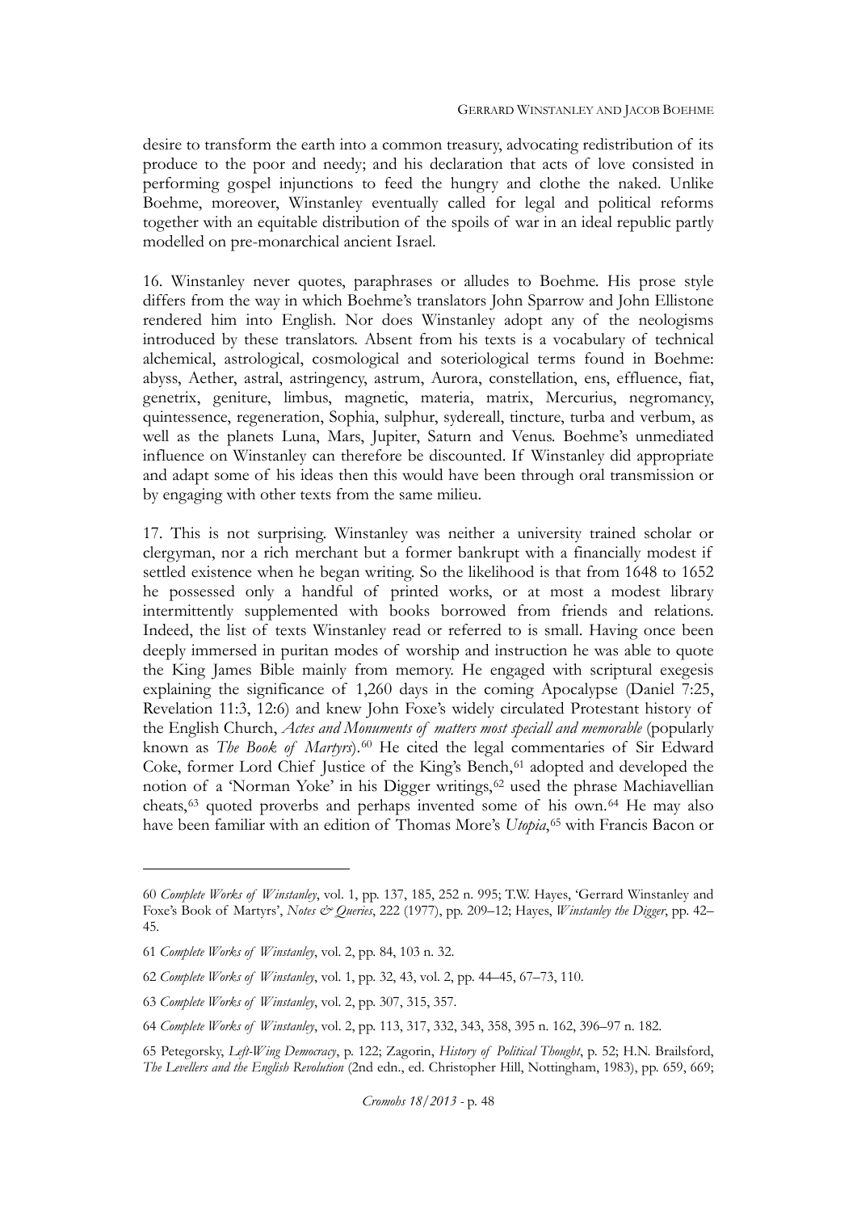desire to transform the earth into a common treasury, advocating redistribution of its produce to the poor and needy; and his declaration that acts of love consisted in performing gospel injunctions to feed the hungry and clothe the naked. Unlike Boehme, moreover, Winstanley eventually called for legal and political reforms together with an equitable distribution of the spoils of war in an ideal republic partly modelled on pre-monarchical ancient Israel.

16. Winstanley never quotes, paraphrases or alludes to Boehme. His prose style differs from the way in which Boehme's translators John Sparrow and John Ellistone rendered him into English. Nor does Winstanley adopt any of the neologisms introduced by these translators. Absent from his texts is a vocabulary of technical alchemical, astrological, cosmological and soteriological terms found in Boehme: abyss, Aether, astral, astringency, astrum, Aurora, constellation, ens, effluence, fiat, genetrix, geniture, limbus, magnetic, materia, matrix, Mercurius, negromancy, quintessence, regeneration, Sophia, sulphur, sydereall, tincture, turba and verbum, as well as the planets Luna, Mars, Jupiter, Saturn and Venus. Boehme's unmediated influence on Winstanley can therefore be discounted. If Winstanley did appropriate and adapt some of his ideas then this would have been through oral transmission or by engaging with other texts from the same milieu.

17. This is not surprising. Winstanley was neither a university trained scholar or clergyman, nor a rich merchant but a former bankrupt with a financially modest if settled existence when he began writing. So the likelihood is that from 1648 to 1652 he possessed only a handful of printed works, or at most a modest library intermittently supplemented with books borrowed from friends and relations. Indeed, the list of texts Winstanley read or referred to is small. Having once been deeply immersed in puritan modes of worship and instruction he was able to quote the King James Bible mainly from memory. He engaged with scriptural exegesis explaining the significance of 1,260 days in the coming Apocalypse (Daniel 7:25, Revelation 11:3, 12:6) and knew John Foxe's widely circulated Protestant history of the English Church, *Actes and Monuments of matters most speciall and memorable* (popularly known as *The Book of Martyrs*).[60] He cited the legal commentaries of Sir Edward Coke, former Lord Chief Justice of the King's Bench,[61] adopted and developed the notion of a 'Norman Yoke' in his Digger writings,[62] used the phrase Machiavellian cheats,[63] quoted proverbs and perhaps invented some of his own.[64] He may also have been familiar with an edition of Thomas More's *Utopia*,[65] with Francis Bacon or

---

60 *Complete Works of Winstanley*, vol. 1, pp. 137, 185, 252 n. 995; T.W. Hayes, 'Gerrard Winstanley and Foxe's Book of Martyrs', *Notes & Queries*, 222 (1977), pp. 209–12; Hayes, *Winstanley the Digger*, pp. 42–45.

61 *Complete Works of Winstanley*, vol. 2, pp. 84, 103 n. 32.

62 *Complete Works of Winstanley*, vol. 1, pp. 32, 43, vol. 2, pp. 44–45, 67–73, 110.

63 *Complete Works of Winstanley*, vol. 2, pp. 307, 315, 357.

64 *Complete Works of Winstanley*, vol. 2, pp. 113, 317, 332, 343, 358, 395 n. 162, 396–97 n. 182.

65 Petegorsky, *Left-Wing Democracy*, p. 122; Zagorin, *History of Political Thought*, p. 52; H.N. Brailsford, *The Levellers and the English Revolution* (2nd edn., ed. Christopher Hill, Nottingham, 1983), pp. 659, 669;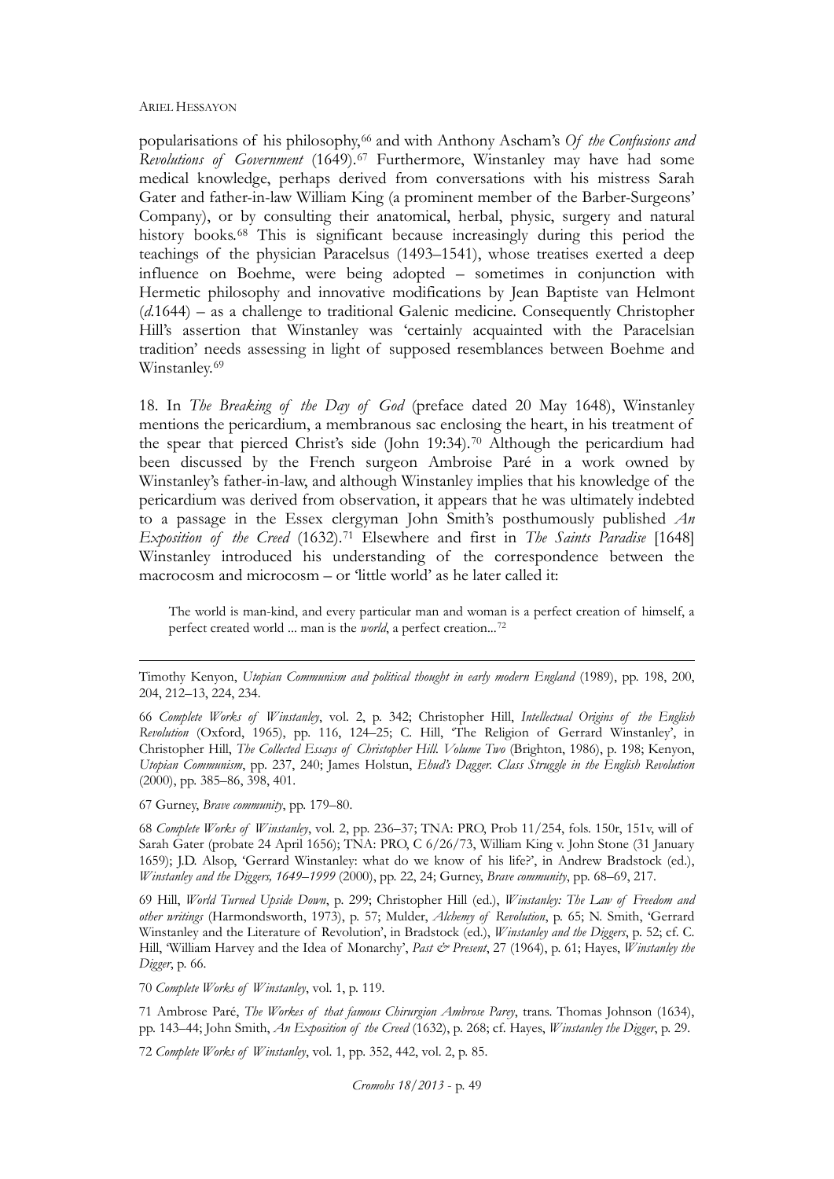popularisations of his philosophy,[66] and with Anthony Ascham's *Of the Confusions and Revolutions of Government* (1649).[67] Furthermore, Winstanley may have had some medical knowledge, perhaps derived from conversations with his mistress Sarah Gater and father-in-law William King (a prominent member of the Barber-Surgeons' Company), or by consulting their anatomical, herbal, physic, surgery and natural history books.[68] This is significant because increasingly during this period the teachings of the physician Paracelsus (1493–1541), whose treatises exerted a deep influence on Boehme, were being adopted – sometimes in conjunction with Hermetic philosophy and innovative modifications by Jean Baptiste van Helmont (*d.*1644) – as a challenge to traditional Galenic medicine. Consequently Christopher Hill's assertion that Winstanley was 'certainly acquainted with the Paracelsian tradition' needs assessing in light of supposed resemblances between Boehme and Winstanley.[69]

18. In *The Breaking of the Day of God* (preface dated 20 May 1648), Winstanley mentions the pericardium, a membranous sac enclosing the heart, in his treatment of the spear that pierced Christ's side (John 19:34).[70] Although the pericardium had been discussed by the French surgeon Ambroise Paré in a work owned by Winstanley's father-in-law, and although Winstanley implies that his knowledge of the pericardium was derived from observation, it appears that he was ultimately indebted to a passage in the Essex clergyman John Smith's posthumously published *An Exposition of the Creed* (1632).[71] Elsewhere and first in *The Saints Paradise* [1648] Winstanley introduced his understanding of the correspondence between the macrocosm and microcosm – or 'little world' as he later called it:

> The world is man-kind, and every particular man and woman is a perfect creation of himself, a perfect created world ... man is the *world*, a perfect creation...[72]

---

Timothy Kenyon, *Utopian Communism and political thought in early modern England* (1989), pp. 198, 200, 204, 212–13, 224, 234.

66 *Complete Works of Winstanley*, vol. 2, p. 342; Christopher Hill, *Intellectual Origins of the English Revolution* (Oxford, 1965), pp. 116, 124–25; C. Hill, 'The Religion of Gerrard Winstanley', in Christopher Hill, *The Collected Essays of Christopher Hill. Volume Two* (Brighton, 1986), p. 198; Kenyon, *Utopian Communism*, pp. 237, 240; James Holstun, *Ehud's Dagger. Class Struggle in the English Revolution* (2000), pp. 385–86, 398, 401.

67 Gurney, *Brave community*, pp. 179–80.

68 *Complete Works of Winstanley*, vol. 2, pp. 236–37; TNA: PRO, Prob 11/254, fols. 150r, 151v, will of Sarah Gater (probate 24 April 1656); TNA: PRO, C 6/26/73, William King v. John Stone (31 January 1659); J.D. Alsop, 'Gerrard Winstanley: what do we know of his life?', in Andrew Bradstock (ed.), *Winstanley and the Diggers, 1649–1999* (2000), pp. 22, 24; Gurney, *Brave community*, pp. 68–69, 217.

69 Hill, *World Turned Upside Down*, p. 299; Christopher Hill (ed.), *Winstanley: The Law of Freedom and other writings* (Harmondsworth, 1973), p. 57; Mulder, *Alchemy of Revolution*, p. 65; N. Smith, 'Gerrard Winstanley and the Literature of Revolution', in Bradstock (ed.), *Winstanley and the Diggers*, p. 52; cf. C. Hill, 'William Harvey and the Idea of Monarchy', *Past & Present*, 27 (1964), p. 61; Hayes, *Winstanley the Digger*, p. 66.

70 *Complete Works of Winstanley*, vol. 1, p. 119.

71 Ambrose Paré, *The Workes of that famous Chirurgion Ambrose Parey*, trans. Thomas Johnson (1634), pp. 143–44; John Smith, *An Exposition of the Creed* (1632), p. 268; cf. Hayes, *Winstanley the Digger*, p. 29.

72 *Complete Works of Winstanley*, vol. 1, pp. 352, 442, vol. 2, p. 85.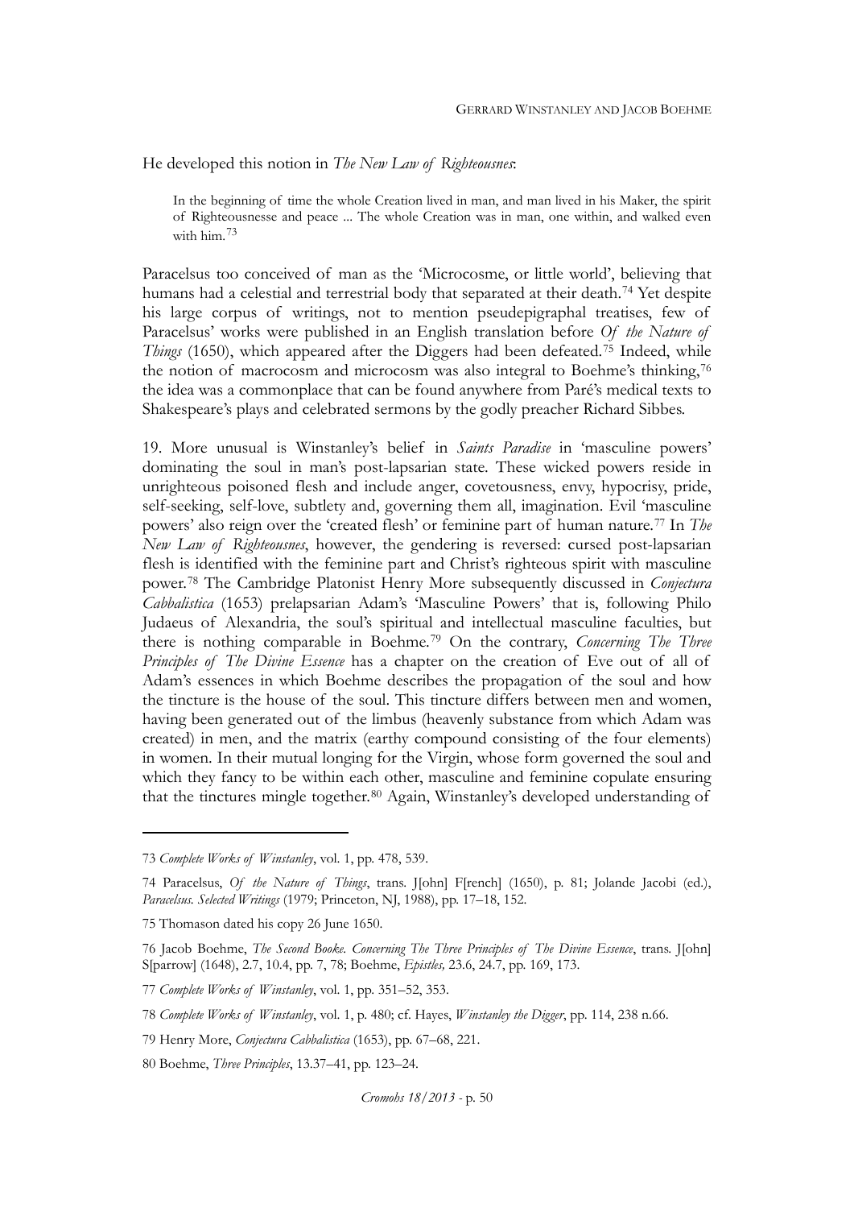He developed this notion in *The New Law of Righteousnes*:

> In the beginning of time the whole Creation lived in man, and man lived in his Maker, the spirit of Righteousnesse and peace ... The whole Creation was in man, one within, and walked even with him.[73]

Paracelsus too conceived of man as the 'Microcosme, or little world', believing that humans had a celestial and terrestrial body that separated at their death.[74] Yet despite his large corpus of writings, not to mention pseudepigraphal treatises, few of Paracelsus' works were published in an English translation before *Of the Nature of Things* (1650), which appeared after the Diggers had been defeated.[75] Indeed, while the notion of macrocosm and microcosm was also integral to Boehme's thinking,[76] the idea was a commonplace that can be found anywhere from Paré's medical texts to Shakespeare's plays and celebrated sermons by the godly preacher Richard Sibbes.

19. More unusual is Winstanley's belief in *Saints Paradise* in 'masculine powers' dominating the soul in man's post-lapsarian state. These wicked powers reside in unrighteous poisoned flesh and include anger, covetousness, envy, hypocrisy, pride, self-seeking, self-love, subtlety and, governing them all, imagination. Evil 'masculine powers' also reign over the 'created flesh' or feminine part of human nature.[77] In *The New Law of Righteousnes*, however, the gendering is reversed: cursed post-lapsarian flesh is identified with the feminine part and Christ's righteous spirit with masculine power.[78] The Cambridge Platonist Henry More subsequently discussed in *Conjectura Cabbalistica* (1653) prelapsarian Adam's 'Masculine Powers' that is, following Philo Judaeus of Alexandria, the soul's spiritual and intellectual masculine faculties, but there is nothing comparable in Boehme.[79] On the contrary, *Concerning The Three Principles of The Divine Essence* has a chapter on the creation of Eve out of all of Adam's essences in which Boehme describes the propagation of the soul and how the tincture is the house of the soul. This tincture differs between men and women, having been generated out of the limbus (heavenly substance from which Adam was created) in men, and the matrix (earthy compound consisting of the four elements) in women. In their mutual longing for the Virgin, whose form governed the soul and which they fancy to be within each other, masculine and feminine copulate ensuring that the tinctures mingle together.[80] Again, Winstanley's developed understanding of

---

73 *Complete Works of Winstanley*, vol. 1, pp. 478, 539.

74 Paracelsus, *Of the Nature of Things*, trans. J[ohn] F[rench] (1650), p. 81; Jolande Jacobi (ed.), *Paracelsus. Selected Writings* (1979; Princeton, NJ, 1988), pp. 17–18, 152.

75 Thomason dated his copy 26 June 1650.

76 Jacob Boehme, *The Second Booke. Concerning The Three Principles of The Divine Essence*, trans. J[ohn] S[parrow] (1648), 2.7, 10.4, pp. 7, 78; Boehme, *Epistles,* 23.6, 24.7, pp. 169, 173.

77 *Complete Works of Winstanley*, vol. 1, pp. 351–52, 353.

78 *Complete Works of Winstanley*, vol. 1, p. 480; cf. Hayes, *Winstanley the Digger*, pp. 114, 238 n.66.

79 Henry More, *Conjectura Cabbalistica* (1653), pp. 67–68, 221.

80 Boehme, *Three Principles*, 13.37–41, pp. 123–24.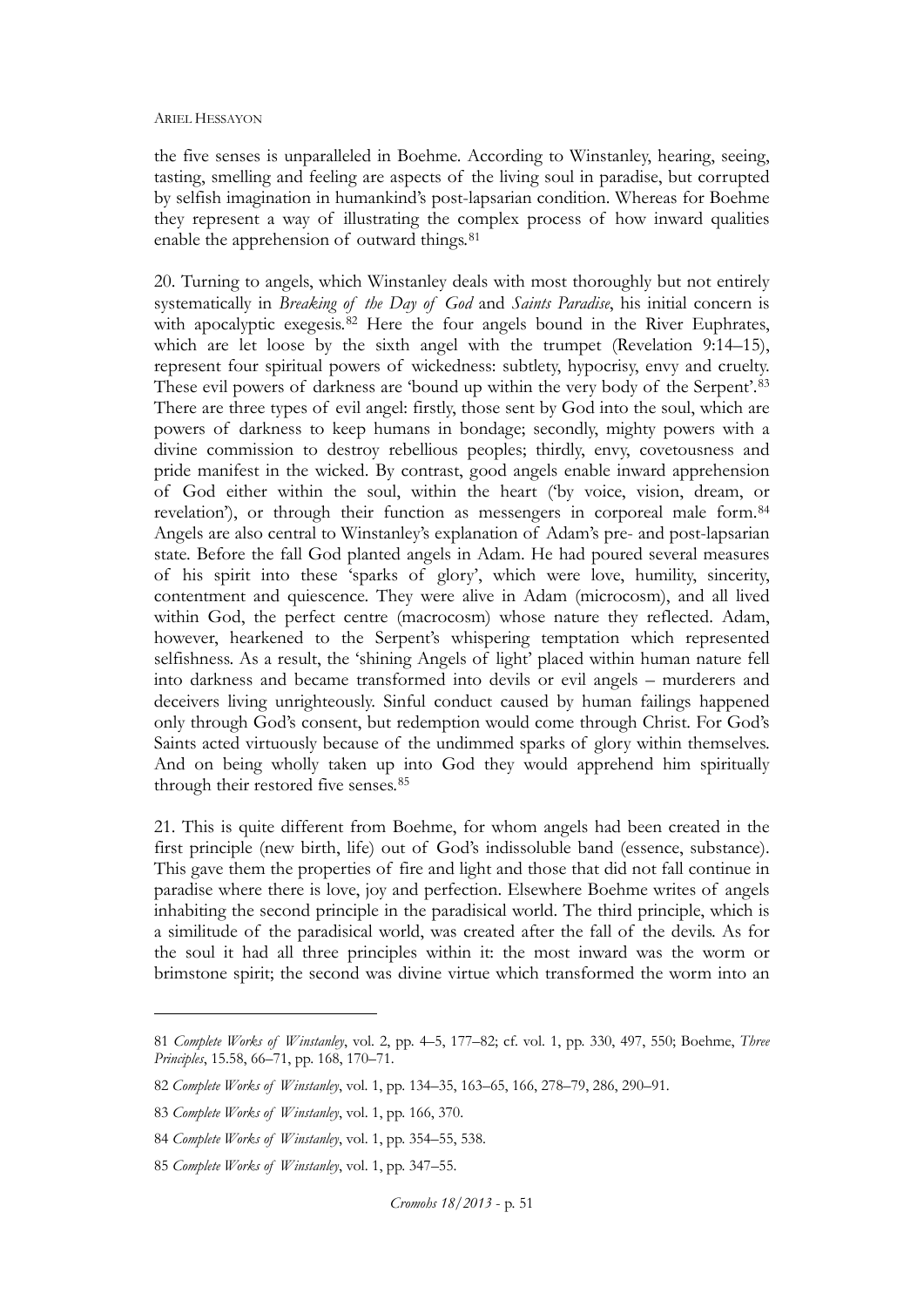the five senses is unparalleled in Boehme. According to Winstanley, hearing, seeing, tasting, smelling and feeling are aspects of the living soul in paradise, but corrupted by selfish imagination in humankind's post-lapsarian condition. Whereas for Boehme they represent a way of illustrating the complex process of how inward qualities enable the apprehension of outward things.[81]

20. Turning to angels, which Winstanley deals with most thoroughly but not entirely systematically in *Breaking of the Day of God* and *Saints Paradise*, his initial concern is with apocalyptic exegesis.[82] Here the four angels bound in the River Euphrates, which are let loose by the sixth angel with the trumpet (Revelation 9:14–15), represent four spiritual powers of wickedness: subtlety, hypocrisy, envy and cruelty. These evil powers of darkness are 'bound up within the very body of the Serpent'.[83] There are three types of evil angel: firstly, those sent by God into the soul, which are powers of darkness to keep humans in bondage; secondly, mighty powers with a divine commission to destroy rebellious peoples; thirdly, envy, covetousness and pride manifest in the wicked. By contrast, good angels enable inward apprehension of God either within the soul, within the heart ('by voice, vision, dream, or revelation'), or through their function as messengers in corporeal male form.[84] Angels are also central to Winstanley's explanation of Adam's pre- and post-lapsarian state. Before the fall God planted angels in Adam. He had poured several measures of his spirit into these 'sparks of glory', which were love, humility, sincerity, contentment and quiescence. They were alive in Adam (microcosm), and all lived within God, the perfect centre (macrocosm) whose nature they reflected. Adam, however, hearkened to the Serpent's whispering temptation which represented selfishness. As a result, the 'shining Angels of light' placed within human nature fell into darkness and became transformed into devils or evil angels – murderers and deceivers living unrighteously. Sinful conduct caused by human failings happened only through God's consent, but redemption would come through Christ. For God's Saints acted virtuously because of the undimmed sparks of glory within themselves. And on being wholly taken up into God they would apprehend him spiritually through their restored five senses.[85]

21. This is quite different from Boehme, for whom angels had been created in the first principle (new birth, life) out of God's indissoluble band (essence, substance). This gave them the properties of fire and light and those that did not fall continue in paradise where there is love, joy and perfection. Elsewhere Boehme writes of angels inhabiting the second principle in the paradisical world. The third principle, which is a similitude of the paradisical world, was created after the fall of the devils. As for the soul it had all three principles within it: the most inward was the worm or brimstone spirit; the second was divine virtue which transformed the worm into an

---

81 *Complete Works of Winstanley*, vol. 2, pp. 4–5, 177–82; cf. vol. 1, pp. 330, 497, 550; Boehme, *Three Principles*, 15.58, 66–71, pp. 168, 170–71.

82 *Complete Works of Winstanley*, vol. 1, pp. 134–35, 163–65, 166, 278–79, 286, 290–91.

83 *Complete Works of Winstanley*, vol. 1, pp. 166, 370.

84 *Complete Works of Winstanley*, vol. 1, pp. 354–55, 538.

85 *Complete Works of Winstanley*, vol. 1, pp. 347–55.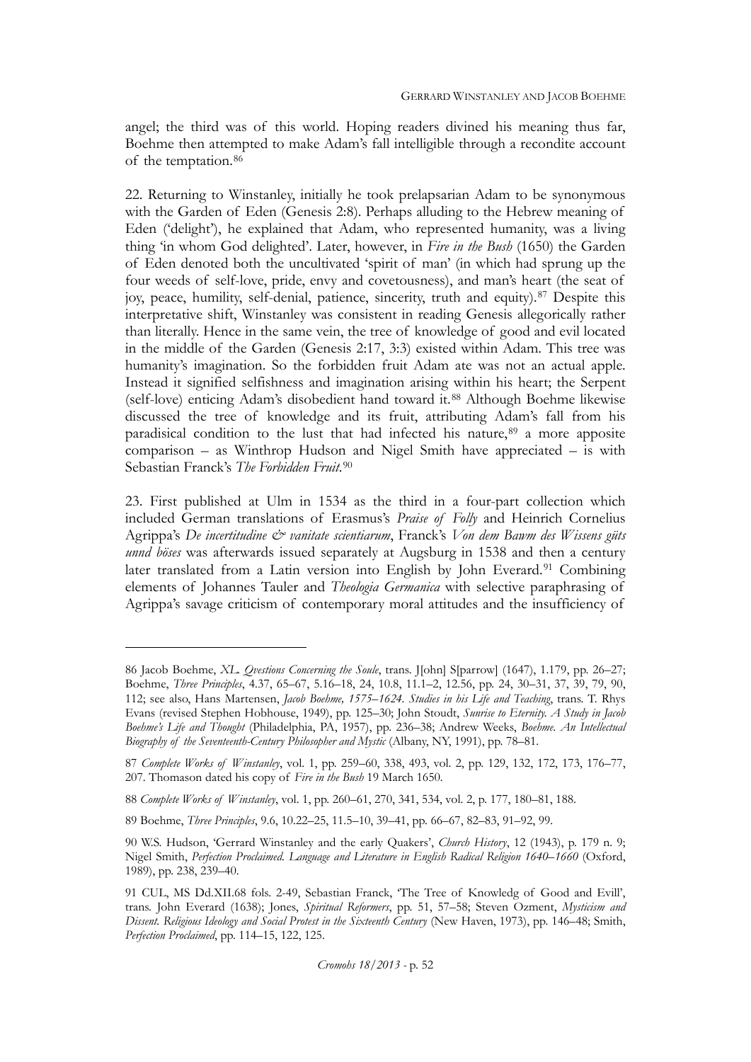angel; the third was of this world. Hoping readers divined his meaning thus far, Boehme then attempted to make Adam's fall intelligible through a recondite account of the temptation.[86]

22. Returning to Winstanley, initially he took prelapsarian Adam to be synonymous with the Garden of Eden (Genesis 2:8). Perhaps alluding to the Hebrew meaning of Eden ('delight'), he explained that Adam, who represented humanity, was a living thing 'in whom God delighted'. Later, however, in *Fire in the Bush* (1650) the Garden of Eden denoted both the uncultivated 'spirit of man' (in which had sprung up the four weeds of self-love, pride, envy and covetousness), and man's heart (the seat of joy, peace, humility, self-denial, patience, sincerity, truth and equity).[87] Despite this interpretative shift, Winstanley was consistent in reading Genesis allegorically rather than literally. Hence in the same vein, the tree of knowledge of good and evil located in the middle of the Garden (Genesis 2:17, 3:3) existed within Adam. This tree was humanity's imagination. So the forbidden fruit Adam ate was not an actual apple. Instead it signified selfishness and imagination arising within his heart; the Serpent (self-love) enticing Adam's disobedient hand toward it.[88] Although Boehme likewise discussed the tree of knowledge and its fruit, attributing Adam's fall from his paradisical condition to the lust that had infected his nature,[89] a more apposite comparison – as Winthrop Hudson and Nigel Smith have appreciated – is with Sebastian Franck's *The Forbidden Fruit*.[90]

23. First published at Ulm in 1534 as the third in a four-part collection which included German translations of Erasmus's *Praise of Folly* and Heinrich Cornelius Agrippa's *De incertitudine & vanitate scientiarum*, Franck's *Von dem Bawm des Wissens güts unnd böses* was afterwards issued separately at Augsburg in 1538 and then a century later translated from a Latin version into English by John Everard.[91] Combining elements of Johannes Tauler and *Theologia Germanica* with selective paraphrasing of Agrippa's savage criticism of contemporary moral attitudes and the insufficiency of

---

86 Jacob Boehme, *XL. Qvestions Concerning the Soule*, trans. J[ohn] S[parrow] (1647), 1.179, pp. 26–27; Boehme, *Three Principles*, 4.37, 65–67, 5.16–18, 24, 10.8, 11.1–2, 12.56, pp. 24, 30–31, 37, 39, 79, 90, 112; see also, Hans Martensen, *Jacob Boehme, 1575–1624. Studies in his Life and Teaching*, trans. T. Rhys Evans (revised Stephen Hobhouse, 1949), pp. 125–30; John Stoudt, *Sunrise to Eternity. A Study in Jacob Boehme's Life and Thought* (Philadelphia, PA, 1957), pp. 236–38; Andrew Weeks, *Boehme. An Intellectual Biography of the Seventeenth-Century Philosopher and Mystic* (Albany, NY, 1991), pp. 78–81.

87 *Complete Works of Winstanley*, vol. 1, pp. 259–60, 338, 493, vol. 2, pp. 129, 132, 172, 173, 176–77, 207. Thomason dated his copy of *Fire in the Bush* 19 March 1650.

88 *Complete Works of Winstanley*, vol. 1, pp. 260–61, 270, 341, 534, vol. 2, p. 177, 180–81, 188.

89 Boehme, *Three Principles*, 9.6, 10.22–25, 11.5–10, 39–41, pp. 66–67, 82–83, 91–92, 99.

90 W.S. Hudson, 'Gerrard Winstanley and the early Quakers', *Church History*, 12 (1943), p. 179 n. 9; Nigel Smith, *Perfection Proclaimed. Language and Literature in English Radical Religion 1640–1660* (Oxford, 1989), pp. 238, 239–40.

91 CUL, MS Dd.XII.68 fols. 2-49, Sebastian Franck, 'The Tree of Knowledg of Good and Evill', trans. John Everard (1638); Jones, *Spiritual Reformers*, pp. 51, 57–58; Steven Ozment, *Mysticism and Dissent. Religious Ideology and Social Protest in the Sixteenth Century* (New Haven, 1973), pp. 146–48; Smith, *Perfection Proclaimed*, pp. 114–15, 122, 125.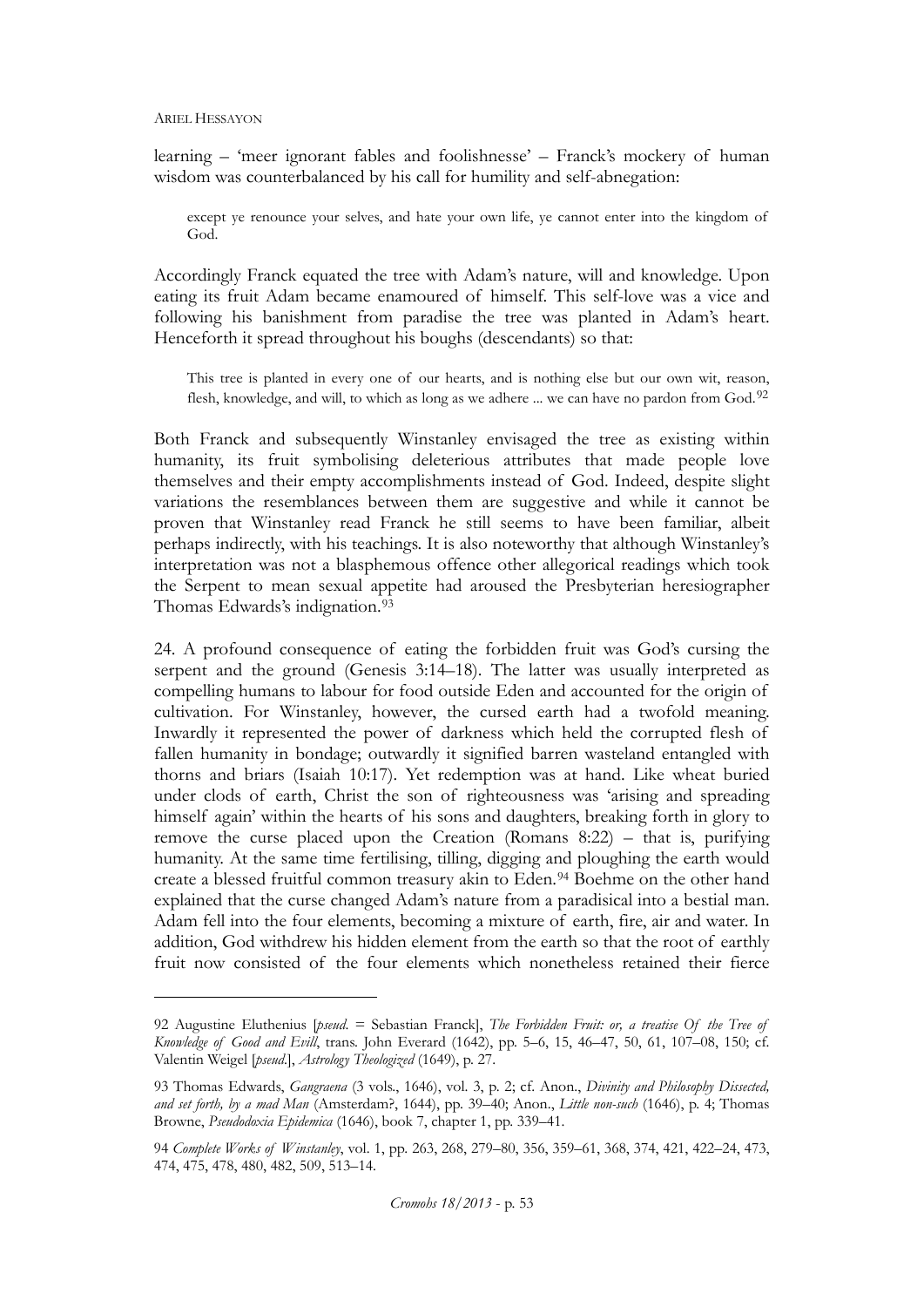learning – 'meer ignorant fables and foolishnesse' – Franck's mockery of human wisdom was counterbalanced by his call for humility and self-abnegation:

> except ye renounce your selves, and hate your own life, ye cannot enter into the kingdom of God.

Accordingly Franck equated the tree with Adam's nature, will and knowledge. Upon eating its fruit Adam became enamoured of himself. This self-love was a vice and following his banishment from paradise the tree was planted in Adam's heart. Henceforth it spread throughout his boughs (descendants) so that:

> This tree is planted in every one of our hearts, and is nothing else but our own wit, reason, flesh, knowledge, and will, to which as long as we adhere ... we can have no pardon from God.[92]

Both Franck and subsequently Winstanley envisaged the tree as existing within humanity, its fruit symbolising deleterious attributes that made people love themselves and their empty accomplishments instead of God. Indeed, despite slight variations the resemblances between them are suggestive and while it cannot be proven that Winstanley read Franck he still seems to have been familiar, albeit perhaps indirectly, with his teachings. It is also noteworthy that although Winstanley's interpretation was not a blasphemous offence other allegorical readings which took the Serpent to mean sexual appetite had aroused the Presbyterian heresiographer Thomas Edwards's indignation.[93]

24. A profound consequence of eating the forbidden fruit was God's cursing the serpent and the ground (Genesis 3:14–18). The latter was usually interpreted as compelling humans to labour for food outside Eden and accounted for the origin of cultivation. For Winstanley, however, the cursed earth had a twofold meaning. Inwardly it represented the power of darkness which held the corrupted flesh of fallen humanity in bondage; outwardly it signified barren wasteland entangled with thorns and briars (Isaiah 10:17). Yet redemption was at hand. Like wheat buried under clods of earth, Christ the son of righteousness was 'arising and spreading himself again' within the hearts of his sons and daughters, breaking forth in glory to remove the curse placed upon the Creation (Romans 8:22) – that is, purifying humanity. At the same time fertilising, tilling, digging and ploughing the earth would create a blessed fruitful common treasury akin to Eden.[94] Boehme on the other hand explained that the curse changed Adam's nature from a paradisical into a bestial man. Adam fell into the four elements, becoming a mixture of earth, fire, air and water. In addition, God withdrew his hidden element from the earth so that the root of earthly fruit now consisted of the four elements which nonetheless retained their fierce

---

92 Augustine Eluthenius [*pseud.* = Sebastian Franck], *The Forbidden Fruit: or, a treatise Of the Tree of Knowledge of Good and Evill*, trans. John Everard (1642), pp. 5–6, 15, 46–47, 50, 61, 107–08, 150; cf. Valentin Weigel [*pseud.*], *Astrology Theologized* (1649), p. 27.

93 Thomas Edwards, *Gangraena* (3 vols., 1646), vol. 3, p. 2; cf. Anon., *Divinity and Philosophy Dissected, and set forth, by a mad Man* (Amsterdam?, 1644), pp. 39–40; Anon., *Little non-such* (1646), p. 4; Thomas Browne, *Pseudodoxia Epidemica* (1646), book 7, chapter 1, pp. 339–41.

94 *Complete Works of Winstanley*, vol. 1, pp. 263, 268, 279–80, 356, 359–61, 368, 374, 421, 422–24, 473, 474, 475, 478, 480, 482, 509, 513–14.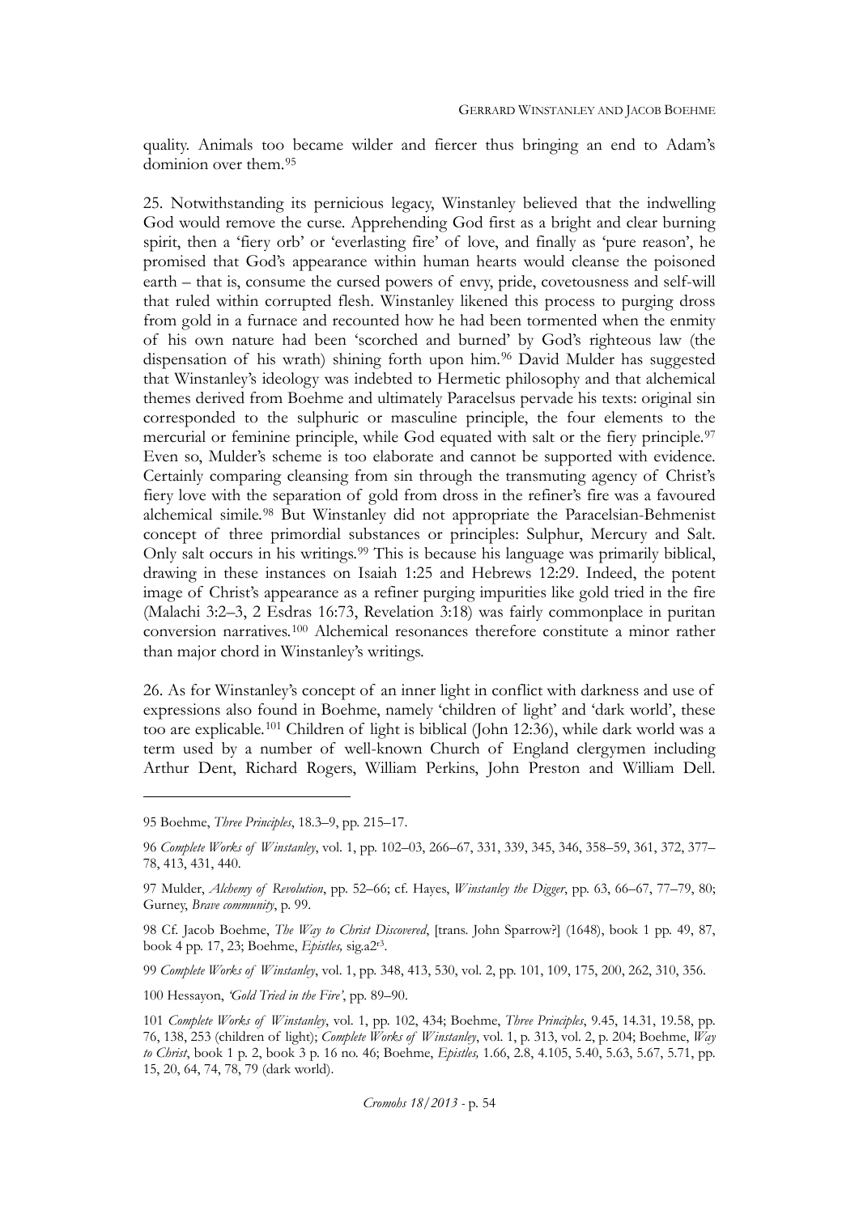quality. Animals too became wilder and fiercer thus bringing an end to Adam's dominion over them.[95]

25. Notwithstanding its pernicious legacy, Winstanley believed that the indwelling God would remove the curse. Apprehending God first as a bright and clear burning spirit, then a 'fiery orb' or 'everlasting fire' of love, and finally as 'pure reason', he promised that God's appearance within human hearts would cleanse the poisoned earth – that is, consume the cursed powers of envy, pride, covetousness and self-will that ruled within corrupted flesh. Winstanley likened this process to purging dross from gold in a furnace and recounted how he had been tormented when the enmity of his own nature had been 'scorched and burned' by God's righteous law (the dispensation of his wrath) shining forth upon him.[96] David Mulder has suggested that Winstanley's ideology was indebted to Hermetic philosophy and that alchemical themes derived from Boehme and ultimately Paracelsus pervade his texts: original sin corresponded to the sulphuric or masculine principle, the four elements to the mercurial or feminine principle, while God equated with salt or the fiery principle.[97] Even so, Mulder's scheme is too elaborate and cannot be supported with evidence. Certainly comparing cleansing from sin through the transmuting agency of Christ's fiery love with the separation of gold from dross in the refiner's fire was a favoured alchemical simile.[98] But Winstanley did not appropriate the Paracelsian-Behmenist concept of three primordial substances or principles: Sulphur, Mercury and Salt. Only salt occurs in his writings.[99] This is because his language was primarily biblical, drawing in these instances on Isaiah 1:25 and Hebrews 12:29. Indeed, the potent image of Christ's appearance as a refiner purging impurities like gold tried in the fire (Malachi 3:2–3, 2 Esdras 16:73, Revelation 3:18) was fairly commonplace in puritan conversion narratives.[100] Alchemical resonances therefore constitute a minor rather than major chord in Winstanley's writings.

26. As for Winstanley's concept of an inner light in conflict with darkness and use of expressions also found in Boehme, namely 'children of light' and 'dark world', these too are explicable.[101] Children of light is biblical (John 12:36), while dark world was a term used by a number of well-known Church of England clergymen including Arthur Dent, Richard Rogers, William Perkins, John Preston and William Dell.

---

95 Boehme, *Three Principles*, 18.3–9, pp. 215–17.

96 *Complete Works of Winstanley*, vol. 1, pp. 102–03, 266–67, 331, 339, 345, 346, 358–59, 361, 372, 377–78, 413, 431, 440.

97 Mulder, *Alchemy of Revolution*, pp. 52–66; cf. Hayes, *Winstanley the Digger*, pp. 63, 66–67, 77–79, 80; Gurney, *Brave community*, p. 99.

98 Cf. Jacob Boehme, *The Way to Christ Discovered*, [trans. John Sparrow?] (1648), book 1 pp. 49, 87, book 4 pp. 17, 23; Boehme, *Epistles,* sig.a2r3.

99 *Complete Works of Winstanley*, vol. 1, pp. 348, 413, 530, vol. 2, pp. 101, 109, 175, 200, 262, 310, 356.

100 Hessayon, *'Gold Tried in the Fire'*, pp. 89–90.

101 *Complete Works of Winstanley*, vol. 1, pp. 102, 434; Boehme, *Three Principles*, 9.45, 14.31, 19.58, pp. 76, 138, 253 (children of light); *Complete Works of Winstanley*, vol. 1, p. 313, vol. 2, p. 204; Boehme, *Way to Christ*, book 1 p. 2, book 3 p. 16 no. 46; Boehme, *Epistles,* 1.66, 2.8, 4.105, 5.40, 5.63, 5.67, 5.71, pp. 15, 20, 64, 74, 78, 79 (dark world).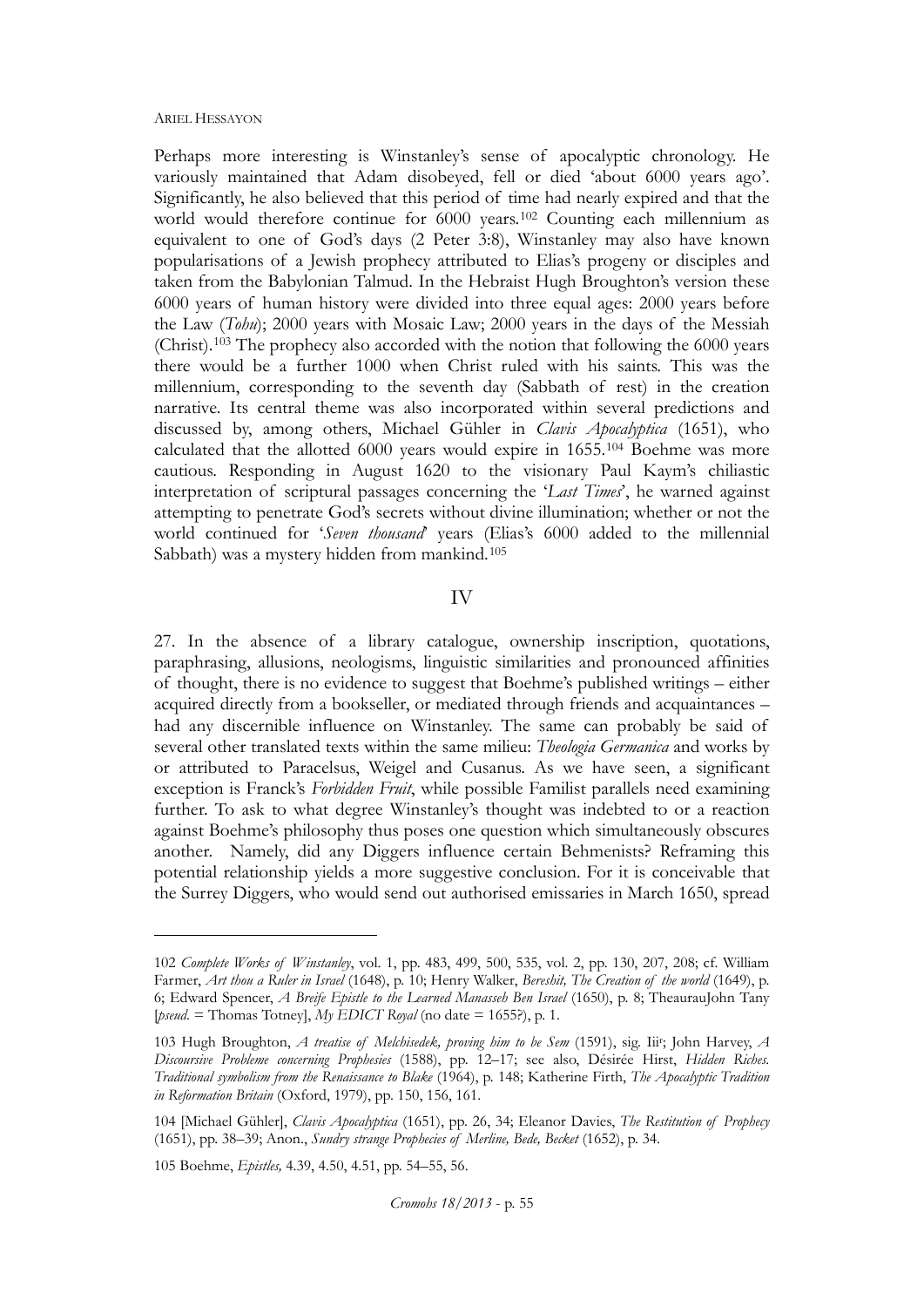Perhaps more interesting is Winstanley's sense of apocalyptic chronology. He variously maintained that Adam disobeyed, fell or died 'about 6000 years ago'. Significantly, he also believed that this period of time had nearly expired and that the world would therefore continue for 6000 years.[102] Counting each millennium as equivalent to one of God's days (2 Peter 3:8), Winstanley may also have known popularisations of a Jewish prophecy attributed to Elias's progeny or disciples and taken from the Babylonian Talmud. In the Hebraist Hugh Broughton's version these 6000 years of human history were divided into three equal ages: 2000 years before the Law (*Tohu*); 2000 years with Mosaic Law; 2000 years in the days of the Messiah (Christ).[103] The prophecy also accorded with the notion that following the 6000 years there would be a further 1000 when Christ ruled with his saints. This was the millennium, corresponding to the seventh day (Sabbath of rest) in the creation narrative. Its central theme was also incorporated within several predictions and discussed by, among others, Michael Gühler in *Clavis Apocalyptica* (1651), who calculated that the allotted 6000 years would expire in 1655.[104] Boehme was more cautious. Responding in August 1620 to the visionary Paul Kaym's chiliastic interpretation of scriptural passages concerning the '*Last Times*', he warned against attempting to penetrate God's secrets without divine illumination; whether or not the world continued for '*Seven thousand*' years (Elias's 6000 added to the millennial Sabbath) was a mystery hidden from mankind.[105]

## IV

27. In the absence of a library catalogue, ownership inscription, quotations, paraphrasing, allusions, neologisms, linguistic similarities and pronounced affinities of thought, there is no evidence to suggest that Boehme's published writings – either acquired directly from a bookseller, or mediated through friends and acquaintances – had any discernible influence on Winstanley. The same can probably be said of several other translated texts within the same milieu: *Theologia Germanica* and works by or attributed to Paracelsus, Weigel and Cusanus. As we have seen, a significant exception is Franck's *Forbidden Fruit*, while possible Familist parallels need examining further. To ask to what degree Winstanley's thought was indebted to or a reaction against Boehme's philosophy thus poses one question which simultaneously obscures another. Namely, did any Diggers influence certain Behmenists? Reframing this potential relationship yields a more suggestive conclusion. For it is conceivable that the Surrey Diggers, who would send out authorised emissaries in March 1650, spread

---

102 *Complete Works of Winstanley*, vol. 1, pp. 483, 499, 500, 535, vol. 2, pp. 130, 207, 208; cf. William Farmer, *Art thou a Ruler in Israel* (1648), p. 10; Henry Walker, *Bereshit, The Creation of the world* (1649), p. 6; Edward Spencer, *A Breife Epistle to the Learned Manasseh Ben Israel* (1650), p. 8; TheaurauJohn Tany [*pseud.* = Thomas Totney], *My EDICT Royal* (no date = 1655?), p. 1.

103 Hugh Broughton, *A treatise of Melchisedek, proving him to be Sem* (1591), sig. Iii[r]; John Harvey, *A Discoursive Probleme concerning Prophesies* (1588), pp. 12–17; see also, Désirée Hirst, *Hidden Riches. Traditional symbolism from the Renaissance to Blake* (1964), p. 148; Katherine Firth, *The Apocalyptic Tradition in Reformation Britain* (Oxford, 1979), pp. 150, 156, 161.

104 [Michael Gühler], *Clavis Apocalyptica* (1651), pp. 26, 34; Eleanor Davies, *The Restitution of Prophecy* (1651), pp. 38–39; Anon., *Sundry strange Prophecies of Merline, Bede, Becket* (1652), p. 34.

105 Boehme, *Epistles,* 4.39, 4.50, 4.51, pp. 54–55, 56.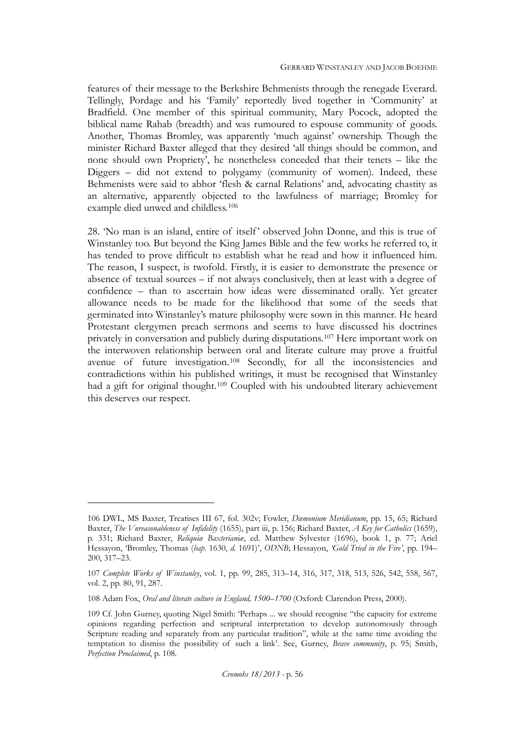features of their message to the Berkshire Behmenists through the renegade Everard. Tellingly, Pordage and his 'Family' reportedly lived together in 'Community' at Bradfield. One member of this spiritual community, Mary Pocock, adopted the biblical name Rahab (breadth) and was rumoured to espouse community of goods. Another, Thomas Bromley, was apparently 'much against' ownership. Though the minister Richard Baxter alleged that they desired 'all things should be common, and none should own Propriety', he nonetheless conceded that their tenets – like the Diggers – did not extend to polygamy (community of women). Indeed, these Behmenists were said to abhor 'flesh & carnal Relations' and, advocating chastity as an alternative, apparently objected to the lawfulness of marriage; Bromley for example died unwed and childless.[106]

28. 'No man is an island, entire of itself' observed John Donne, and this is true of Winstanley too. But beyond the King James Bible and the few works he referred to, it has tended to prove difficult to establish what he read and how it influenced him. The reason, I suspect, is twofold. Firstly, it is easier to demonstrate the presence or absence of textual sources – if not always conclusively, then at least with a degree of confidence – than to ascertain how ideas were disseminated orally. Yet greater allowance needs to be made for the likelihood that some of the seeds that germinated into Winstanley's mature philosophy were sown in this manner. He heard Protestant clergymen preach sermons and seems to have discussed his doctrines privately in conversation and publicly during disputations.[107] Here important work on the interwoven relationship between oral and literate culture may prove a fruitful avenue of future investigation.[108] Secondly, for all the inconsistencies and contradictions within his published writings, it must be recognised that Winstanley had a gift for original thought.[109] Coupled with his undoubted literary achievement this deserves our respect.

---

106 DWL, MS Baxter, Treatises III 67, fol. 302v; Fowler, *Dæmonium Meridianum*, pp. 15, 65; Richard Baxter, *The Vnreasonableness of Infidelity* (1655), part iii, p. 156; Richard Baxter, *A Key for Catholics* (1659), p. 331; Richard Baxter, *Reliquiæ Baxterianiæ*, ed. Matthew Sylvester (1696), book 1, p. 77; Ariel Hessayon, 'Bromley, Thomas (*bap.* 1630, *d.* 1691)', *ODNB*; Hessayon, *'Gold Tried in the Fire'*, pp. 194–200, 317–23.

107 *Complete Works of Winstanley*, vol. 1, pp. 99, 285, 313–14, 316, 317, 318, 513, 526, 542, 558, 567, vol. 2, pp. 80, 91, 287.

108 Adam Fox, *Oral and literate culture in England, 1500–1700* (Oxford: Clarendon Press, 2000).

109 Cf. John Gurney, quoting Nigel Smith: 'Perhaps ... we should recognise "the capacity for extreme opinions regarding perfection and scriptural interpretation to develop autonomously through Scripture reading and separately from any particular tradition", while at the same time avoiding the temptation to dismiss the possibility of such a link'. See, Gurney, *Brave community*, p. 95; Smith, *Perfection Proclaimed*, p. 108.